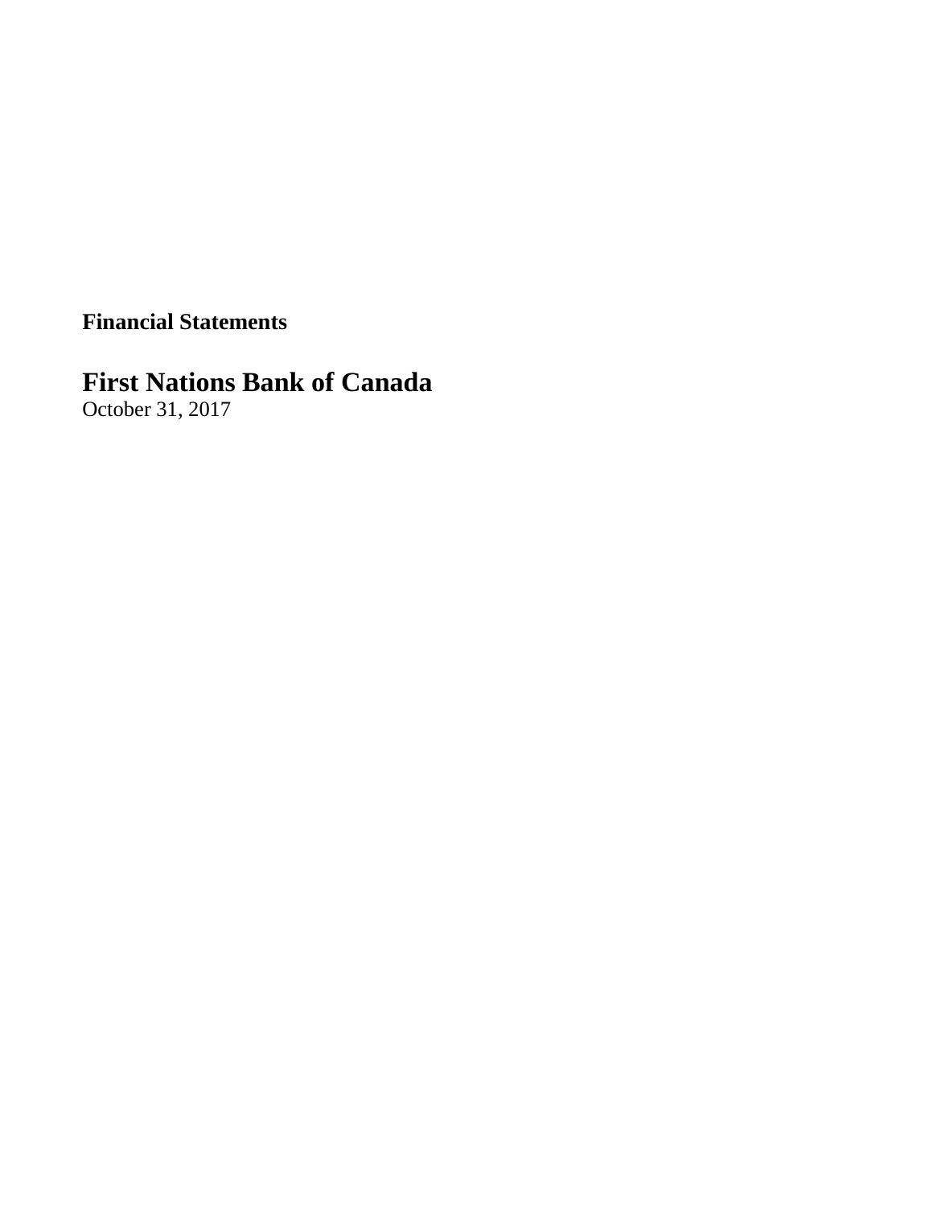**Financial Statements**

# First Nations Bank of Canada

October 31, 2017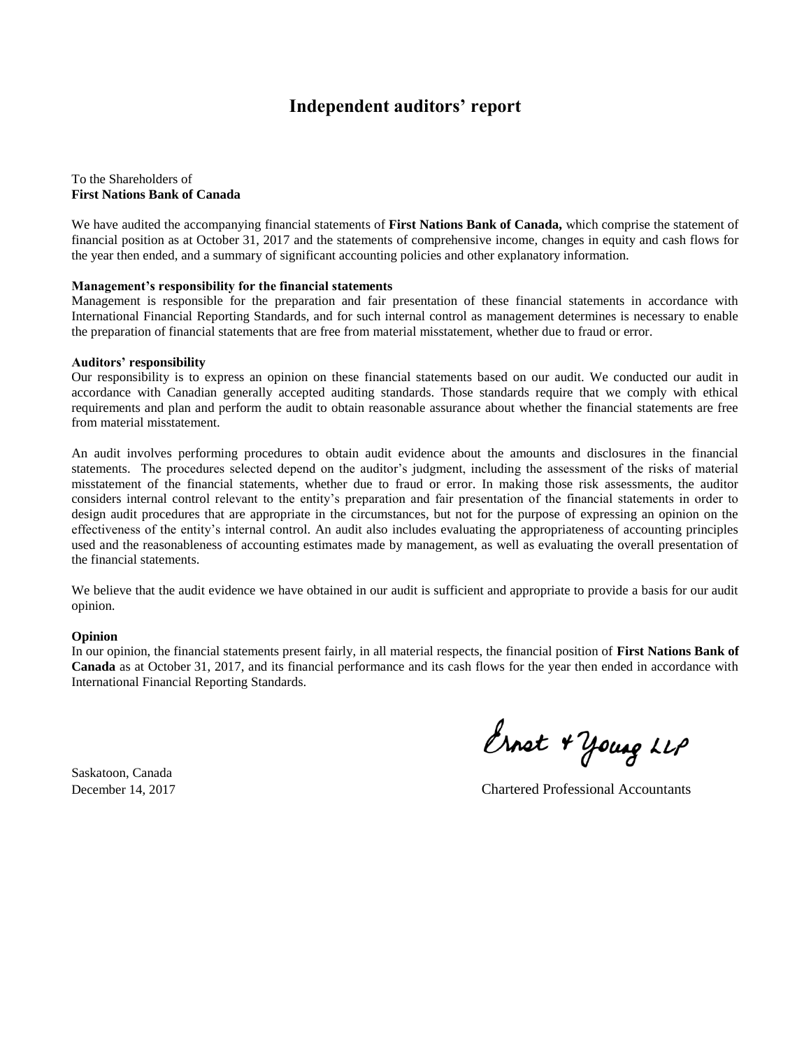# Independent auditors' report

To the Shareholders of
**First Nations Bank of Canada**

We have audited the accompanying financial statements of **First Nations Bank of Canada,** which comprise the statement of financial position as at October 31, 2017 and the statements of comprehensive income, changes in equity and cash flows for the year then ended, and a summary of significant accounting policies and other explanatory information.

**Management's responsibility for the financial statements**
Management is responsible for the preparation and fair presentation of these financial statements in accordance with International Financial Reporting Standards, and for such internal control as management determines is necessary to enable the preparation of financial statements that are free from material misstatement, whether due to fraud or error.

**Auditors' responsibility**
Our responsibility is to express an opinion on these financial statements based on our audit. We conducted our audit in accordance with Canadian generally accepted auditing standards. Those standards require that we comply with ethical requirements and plan and perform the audit to obtain reasonable assurance about whether the financial statements are free from material misstatement.

An audit involves performing procedures to obtain audit evidence about the amounts and disclosures in the financial statements. The procedures selected depend on the auditor's judgment, including the assessment of the risks of material misstatement of the financial statements, whether due to fraud or error. In making those risk assessments, the auditor considers internal control relevant to the entity's preparation and fair presentation of the financial statements in order to design audit procedures that are appropriate in the circumstances, but not for the purpose of expressing an opinion on the effectiveness of the entity's internal control. An audit also includes evaluating the appropriateness of accounting principles used and the reasonableness of accounting estimates made by management, as well as evaluating the overall presentation of the financial statements.

We believe that the audit evidence we have obtained in our audit is sufficient and appropriate to provide a basis for our audit opinion.

**Opinion**
In our opinion, the financial statements present fairly, in all material respects, the financial position of **First Nations Bank of Canada** as at October 31, 2017, and its financial performance and its cash flows for the year then ended in accordance with International Financial Reporting Standards.

Ernst & Young LLP

Saskatoon, Canada
December 14, 2017

Chartered Professional Accountants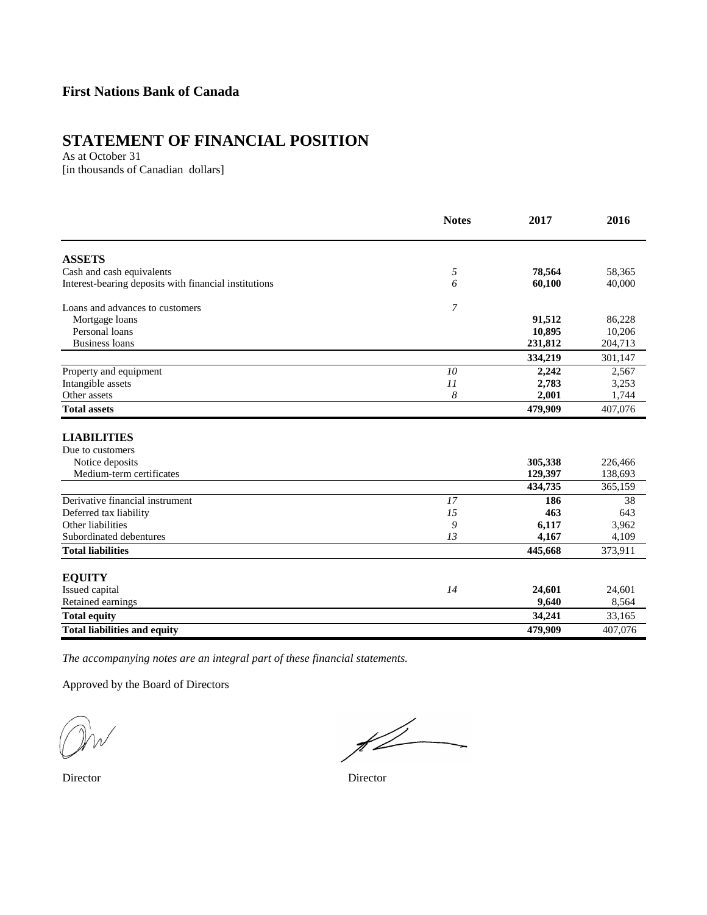**First Nations Bank of Canada**

# STATEMENT OF FINANCIAL POSITION

As at October 31
[in thousands of Canadian dollars]

| | Notes | 2017 | 2016 |
|---|---|---|---|
| **ASSETS** | | | |
| Cash and cash equivalents | *5* | **78,564** | 58,365 |
| Interest-bearing deposits with financial institutions | *6* | **60,100** | 40,000 |
| Loans and advances to customers | *7* | | |
| Mortgage loans | | **91,512** | 86,228 |
| Personal loans | | **10,895** | 10,206 |
| Business loans | | **231,812** | 204,713 |
| | | **334,219** | 301,147 |
| Property and equipment | *10* | **2,242** | 2,567 |
| Intangible assets | *11* | **2,783** | 3,253 |
| Other assets | *8* | **2,001** | 1,744 |
| **Total assets** | | **479,909** | 407,076 |
| **LIABILITIES** | | | |
| Due to customers | | | |
| Notice deposits | | **305,338** | 226,466 |
| Medium-term certificates | | **129,397** | 138,693 |
| | | **434,735** | 365,159 |
| Derivative financial instrument | *17* | **186** | 38 |
| Deferred tax liability | *15* | **463** | 643 |
| Other liabilities | *9* | **6,117** | 3,962 |
| Subordinated debentures | *13* | **4,167** | 4,109 |
| **Total liabilities** | | **445,668** | 373,911 |
| **EQUITY** | | | |
| Issued capital | *14* | **24,601** | 24,601 |
| Retained earnings | | **9,640** | 8,564 |
| **Total equity** | | **34,241** | 33,165 |
| **Total liabilities and equity** | | **479,909** | 407,076 |

*The accompanying notes are an integral part of these financial statements.*

Approved by the Board of Directors

Director

Director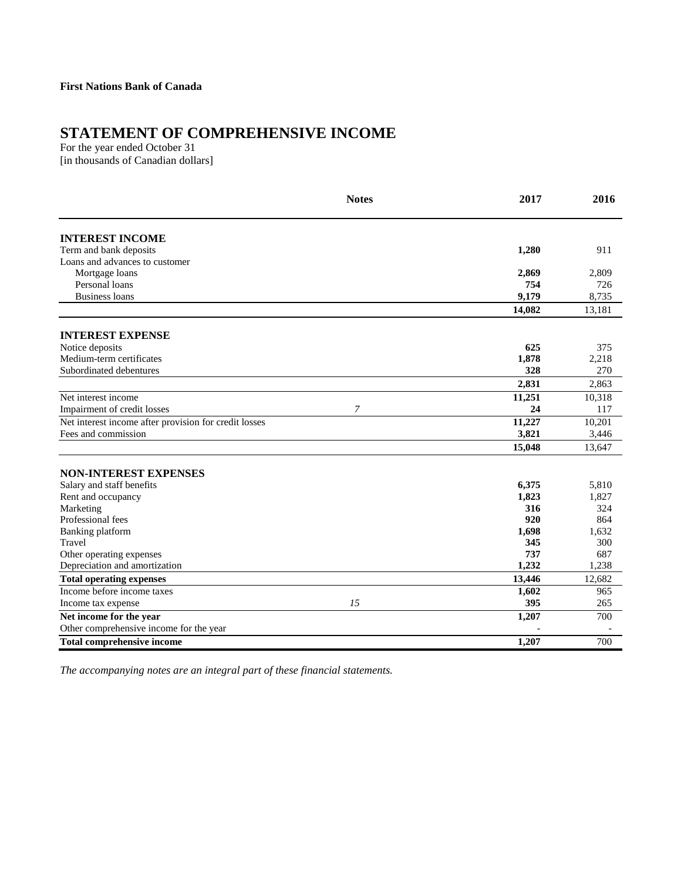**First Nations Bank of Canada**

# STATEMENT OF COMPREHENSIVE INCOME

For the year ended October 31
[in thousands of Canadian dollars]

| | Notes | 2017 | 2016 |
|---|---|---|---|
| **INTEREST INCOME** | | | |
| Term and bank deposits | | **1,280** | 911 |
| Loans and advances to customer | | | |
| Mortgage loans | | **2,869** | 2,809 |
| Personal loans | | **754** | 726 |
| Business loans | | **9,179** | 8,735 |
| | | **14,082** | 13,181 |
| **INTEREST EXPENSE** | | | |
| Notice deposits | | **625** | 375 |
| Medium-term certificates | | **1,878** | 2,218 |
| Subordinated debentures | | **328** | 270 |
| | | **2,831** | 2,863 |
| Net interest income | | **11,251** | 10,318 |
| Impairment of credit losses | *7* | **24** | 117 |
| Net interest income after provision for credit losses | | **11,227** | 10,201 |
| Fees and commission | | **3,821** | 3,446 |
| | | **15,048** | 13,647 |
| **NON-INTEREST EXPENSES** | | | |
| Salary and staff benefits | | **6,375** | 5,810 |
| Rent and occupancy | | **1,823** | 1,827 |
| Marketing | | **316** | 324 |
| Professional fees | | **920** | 864 |
| Banking platform | | **1,698** | 1,632 |
| Travel | | **345** | 300 |
| Other operating expenses | | **737** | 687 |
| Depreciation and amortization | | **1,232** | 1,238 |
| **Total operating expenses** | | **13,446** | 12,682 |
| Income before income taxes | | **1,602** | 965 |
| Income tax expense | *15* | **395** | 265 |
| **Net income for the year** | | **1,207** | 700 |
| Other comprehensive income for the year | | - | - |
| **Total comprehensive income** | | **1,207** | 700 |

*The accompanying notes are an integral part of these financial statements.*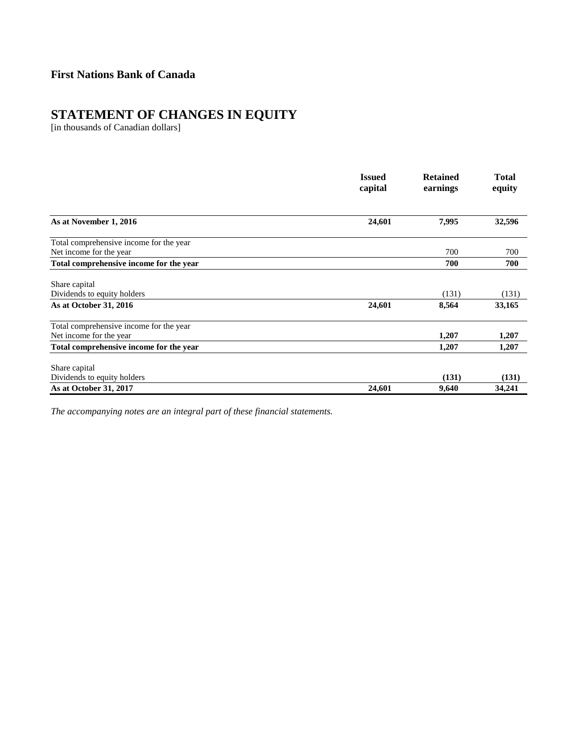**First Nations Bank of Canada**

# STATEMENT OF CHANGES IN EQUITY

[in thousands of Canadian dollars]

| | Issued capital | Retained earnings | Total equity |
|---|---|---|---|
| **As at November 1, 2016** | **24,601** | **7,995** | **32,596** |
| Total comprehensive income for the year | | | |
| Net income for the year | | 700 | 700 |
| **Total comprehensive income for the year** | | **700** | **700** |
| Share capital | | | |
| Dividends to equity holders | | (131) | (131) |
| **As at October 31, 2016** | **24,601** | **8,564** | **33,165** |
| Total comprehensive income for the year | | | |
| Net income for the year | | **1,207** | **1,207** |
| **Total comprehensive income for the year** | | **1,207** | **1,207** |
| Share capital | | | |
| Dividends to equity holders | | **(131)** | **(131)** |
| **As at October 31, 2017** | **24,601** | **9,640** | **34,241** |

*The accompanying notes are an integral part of these financial statements.*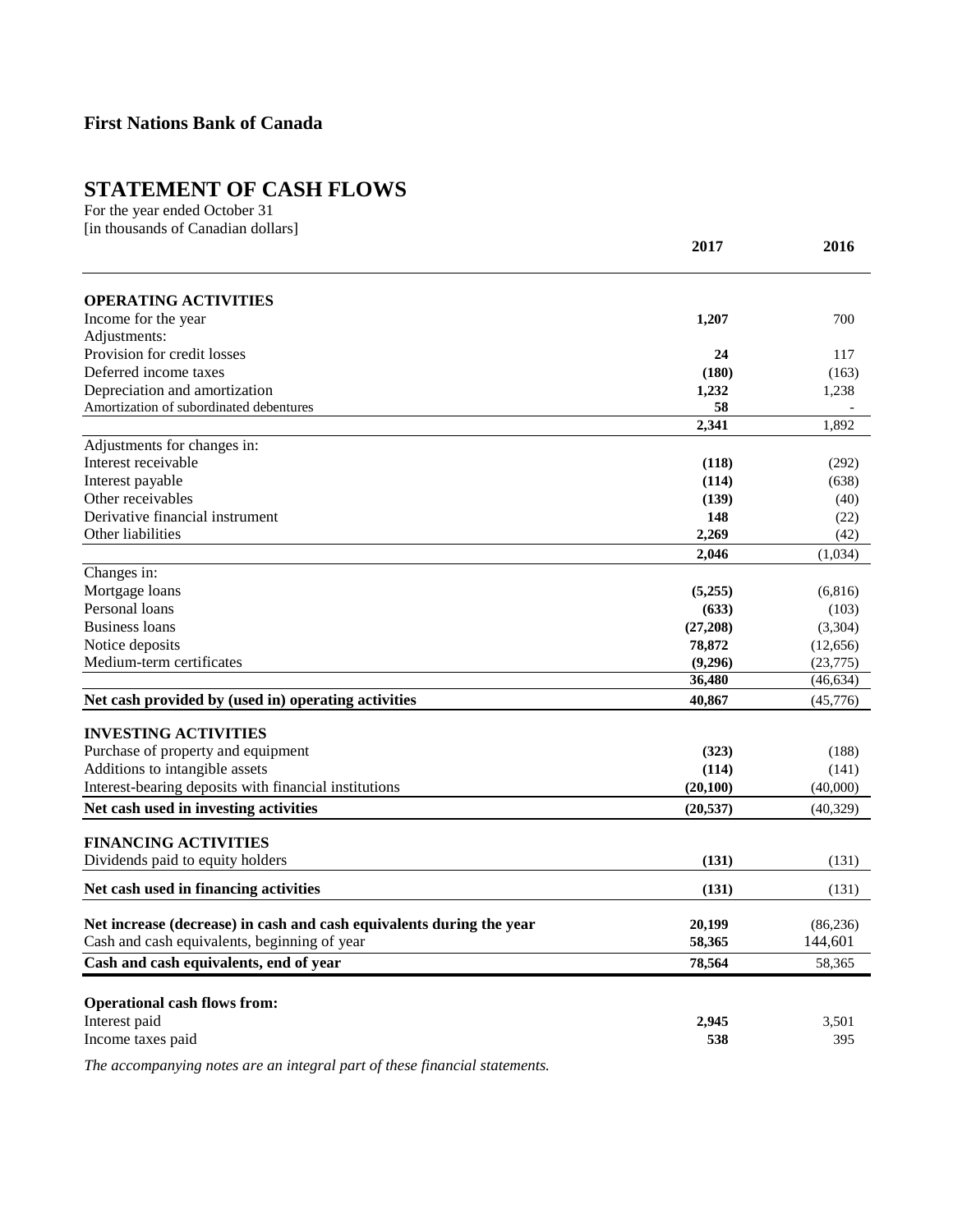**First Nations Bank of Canada**

# STATEMENT OF CASH FLOWS

For the year ended October 31
[in thousands of Canadian dollars]

| | 2017 | 2016 |
|---|---|---|
| **OPERATING ACTIVITIES** | | |
| Income for the year | **1,207** | 700 |
| Adjustments: | | |
| Provision for credit losses | **24** | 117 |
| Deferred income taxes | **(180)** | (163) |
| Depreciation and amortization | **1,232** | 1,238 |
| Amortization of subordinated debentures | **58** | - |
| | **2,341** | 1,892 |
| Adjustments for changes in: | | |
| Interest receivable | **(118)** | (292) |
| Interest payable | **(114)** | (638) |
| Other receivables | **(139)** | (40) |
| Derivative financial instrument | **148** | (22) |
| Other liabilities | **2,269** | (42) |
| | **2,046** | (1,034) |
| Changes in: | | |
| Mortgage loans | **(5,255)** | (6,816) |
| Personal loans | **(633)** | (103) |
| Business loans | **(27,208)** | (3,304) |
| Notice deposits | **78,872** | (12,656) |
| Medium-term certificates | **(9,296)** | (23,775) |
| | **36,480** | (46,634) |
| **Net cash provided by (used in) operating activities** | **40,867** | (45,776) |
| **INVESTING ACTIVITIES** | | |
| Purchase of property and equipment | **(323)** | (188) |
| Additions to intangible assets | **(114)** | (141) |
| Interest-bearing deposits with financial institutions | **(20,100)** | (40,000) |
| **Net cash used in investing activities** | **(20,537)** | (40,329) |
| **FINANCING ACTIVITIES** | | |
| Dividends paid to equity holders | **(131)** | (131) |
| **Net cash used in financing activities** | **(131)** | (131) |
| **Net increase (decrease) in cash and cash equivalents during the year** | **20,199** | (86,236) |
| Cash and cash equivalents, beginning of year | **58,365** | 144,601 |
| **Cash and cash equivalents, end of year** | **78,564** | 58,365 |
| **Operational cash flows from:** | | |
| Interest paid | **2,945** | 3,501 |
| Income taxes paid | **538** | 395 |

*The accompanying notes are an integral part of these financial statements.*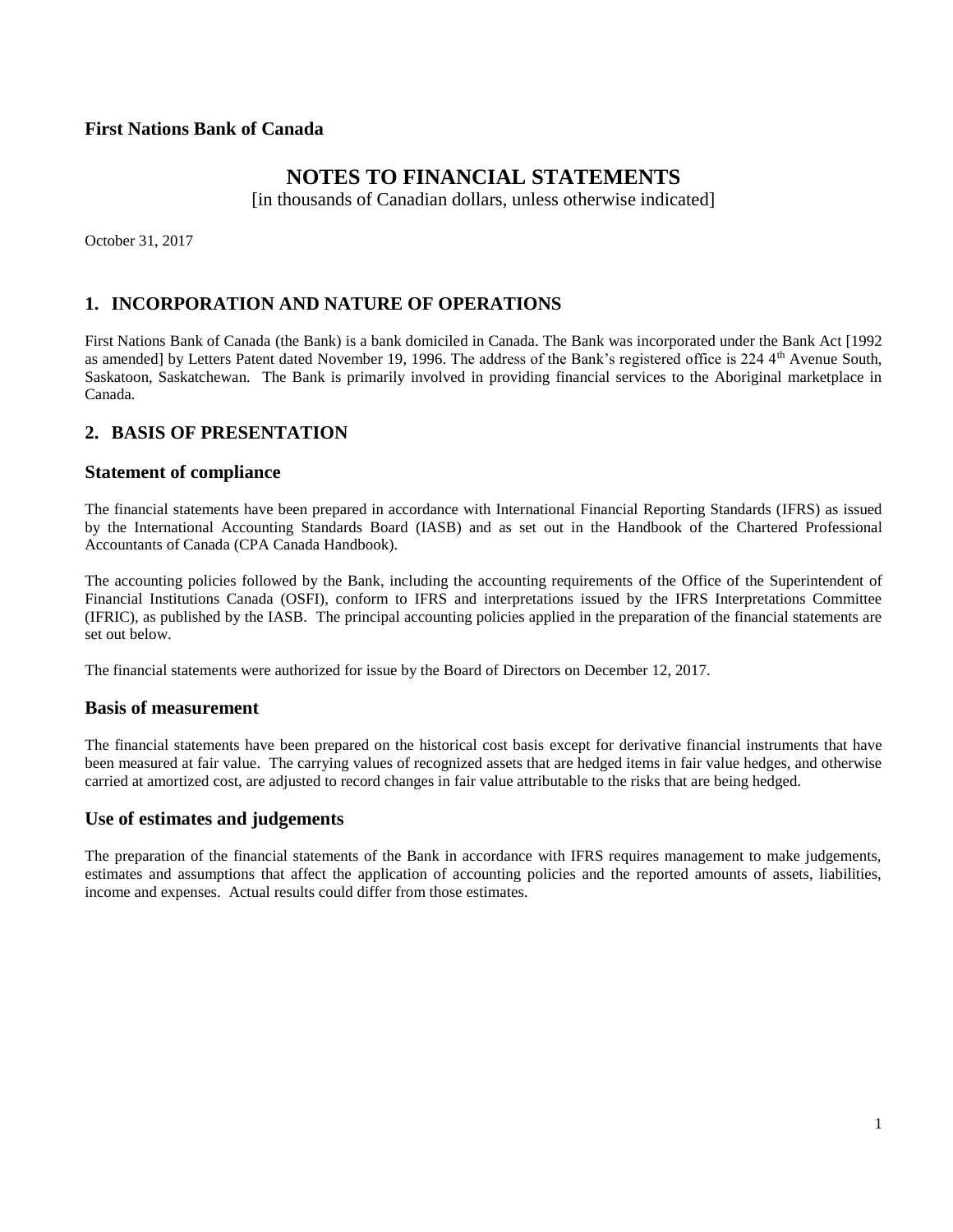**First Nations Bank of Canada**

# NOTES TO FINANCIAL STATEMENTS

[in thousands of Canadian dollars, unless otherwise indicated]

October 31, 2017

## 1. INCORPORATION AND NATURE OF OPERATIONS

First Nations Bank of Canada (the Bank) is a bank domiciled in Canada. The Bank was incorporated under the Bank Act [1992 as amended] by Letters Patent dated November 19, 1996. The address of the Bank's registered office is 224 4th Avenue South, Saskatoon, Saskatchewan. The Bank is primarily involved in providing financial services to the Aboriginal marketplace in Canada.

## 2. BASIS OF PRESENTATION

### Statement of compliance

The financial statements have been prepared in accordance with International Financial Reporting Standards (IFRS) as issued by the International Accounting Standards Board (IASB) and as set out in the Handbook of the Chartered Professional Accountants of Canada (CPA Canada Handbook).

The accounting policies followed by the Bank, including the accounting requirements of the Office of the Superintendent of Financial Institutions Canada (OSFI), conform to IFRS and interpretations issued by the IFRS Interpretations Committee (IFRIC), as published by the IASB. The principal accounting policies applied in the preparation of the financial statements are set out below.

The financial statements were authorized for issue by the Board of Directors on December 12, 2017.

### Basis of measurement

The financial statements have been prepared on the historical cost basis except for derivative financial instruments that have been measured at fair value. The carrying values of recognized assets that are hedged items in fair value hedges, and otherwise carried at amortized cost, are adjusted to record changes in fair value attributable to the risks that are being hedged.

### Use of estimates and judgements

The preparation of the financial statements of the Bank in accordance with IFRS requires management to make judgements, estimates and assumptions that affect the application of accounting policies and the reported amounts of assets, liabilities, income and expenses. Actual results could differ from those estimates.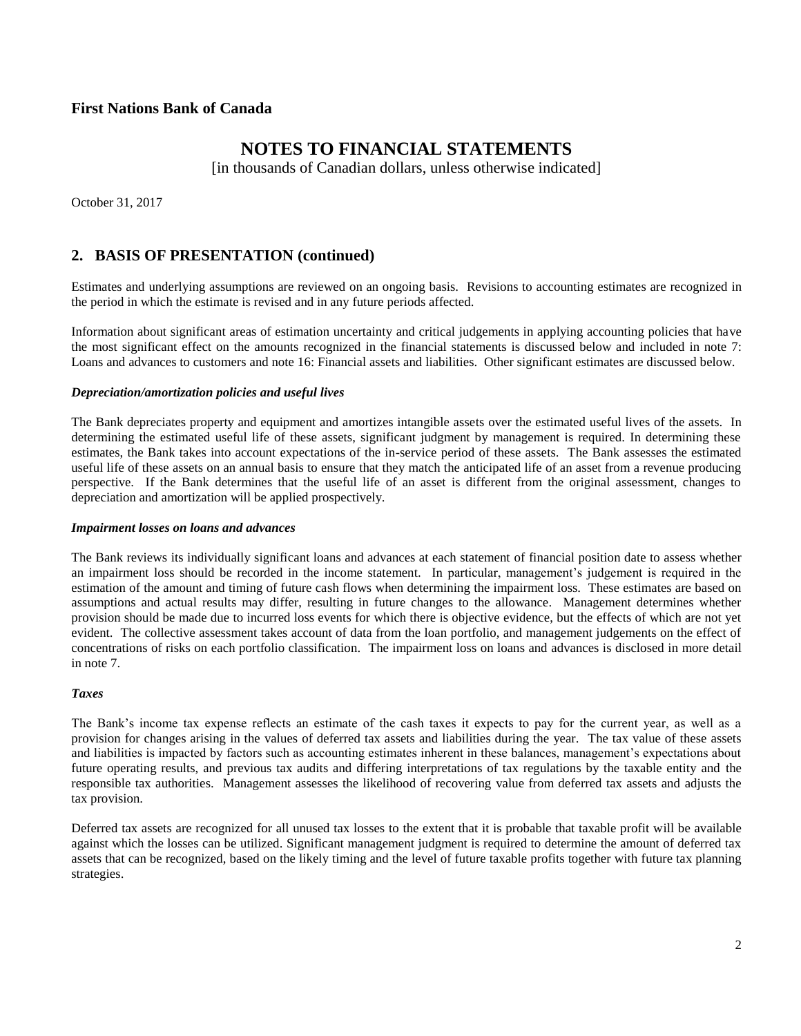## 2. BASIS OF PRESENTATION (continued)

Estimates and underlying assumptions are reviewed on an ongoing basis. Revisions to accounting estimates are recognized in the period in which the estimate is revised and in any future periods affected.

Information about significant areas of estimation uncertainty and critical judgements in applying accounting policies that have the most significant effect on the amounts recognized in the financial statements is discussed below and included in note 7: Loans and advances to customers and note 16: Financial assets and liabilities. Other significant estimates are discussed below.

### *Depreciation/amortization policies and useful lives*

The Bank depreciates property and equipment and amortizes intangible assets over the estimated useful lives of the assets. In determining the estimated useful life of these assets, significant judgment by management is required. In determining these estimates, the Bank takes into account expectations of the in-service period of these assets. The Bank assesses the estimated useful life of these assets on an annual basis to ensure that they match the anticipated life of an asset from a revenue producing perspective. If the Bank determines that the useful life of an asset is different from the original assessment, changes to depreciation and amortization will be applied prospectively.

### *Impairment losses on loans and advances*

The Bank reviews its individually significant loans and advances at each statement of financial position date to assess whether an impairment loss should be recorded in the income statement. In particular, management's judgement is required in the estimation of the amount and timing of future cash flows when determining the impairment loss. These estimates are based on assumptions and actual results may differ, resulting in future changes to the allowance. Management determines whether provision should be made due to incurred loss events for which there is objective evidence, but the effects of which are not yet evident. The collective assessment takes account of data from the loan portfolio, and management judgements on the effect of concentrations of risks on each portfolio classification. The impairment loss on loans and advances is disclosed in more detail in note 7.

### *Taxes*

The Bank's income tax expense reflects an estimate of the cash taxes it expects to pay for the current year, as well as a provision for changes arising in the values of deferred tax assets and liabilities during the year. The tax value of these assets and liabilities is impacted by factors such as accounting estimates inherent in these balances, management's expectations about future operating results, and previous tax audits and differing interpretations of tax regulations by the taxable entity and the responsible tax authorities. Management assesses the likelihood of recovering value from deferred tax assets and adjusts the tax provision.

Deferred tax assets are recognized for all unused tax losses to the extent that it is probable that taxable profit will be available against which the losses can be utilized. Significant management judgment is required to determine the amount of deferred tax assets that can be recognized, based on the likely timing and the level of future taxable profits together with future tax planning strategies.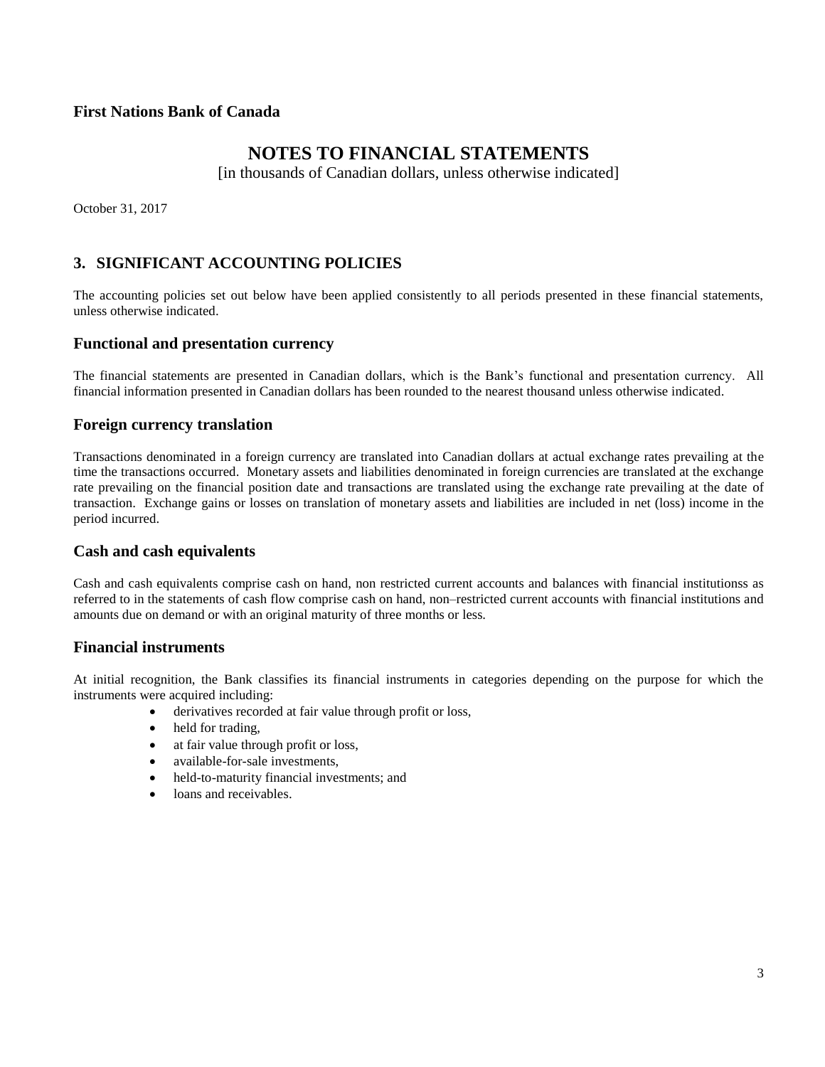**First Nations Bank of Canada**

# NOTES TO FINANCIAL STATEMENTS

[in thousands of Canadian dollars, unless otherwise indicated]

October 31, 2017

## 3. SIGNIFICANT ACCOUNTING POLICIES

The accounting policies set out below have been applied consistently to all periods presented in these financial statements, unless otherwise indicated.

### Functional and presentation currency

The financial statements are presented in Canadian dollars, which is the Bank's functional and presentation currency. All financial information presented in Canadian dollars has been rounded to the nearest thousand unless otherwise indicated.

### Foreign currency translation

Transactions denominated in a foreign currency are translated into Canadian dollars at actual exchange rates prevailing at the time the transactions occurred. Monetary assets and liabilities denominated in foreign currencies are translated at the exchange rate prevailing on the financial position date and transactions are translated using the exchange rate prevailing at the date of transaction. Exchange gains or losses on translation of monetary assets and liabilities are included in net (loss) income in the period incurred.

### Cash and cash equivalents

Cash and cash equivalents comprise cash on hand, non restricted current accounts and balances with financial institutionss as referred to in the statements of cash flow comprise cash on hand, non–restricted current accounts with financial institutions and amounts due on demand or with an original maturity of three months or less.

### Financial instruments

At initial recognition, the Bank classifies its financial instruments in categories depending on the purpose for which the instruments were acquired including:

- derivatives recorded at fair value through profit or loss,
- held for trading,
- at fair value through profit or loss,
- available-for-sale investments,
- held-to-maturity financial investments; and
- loans and receivables.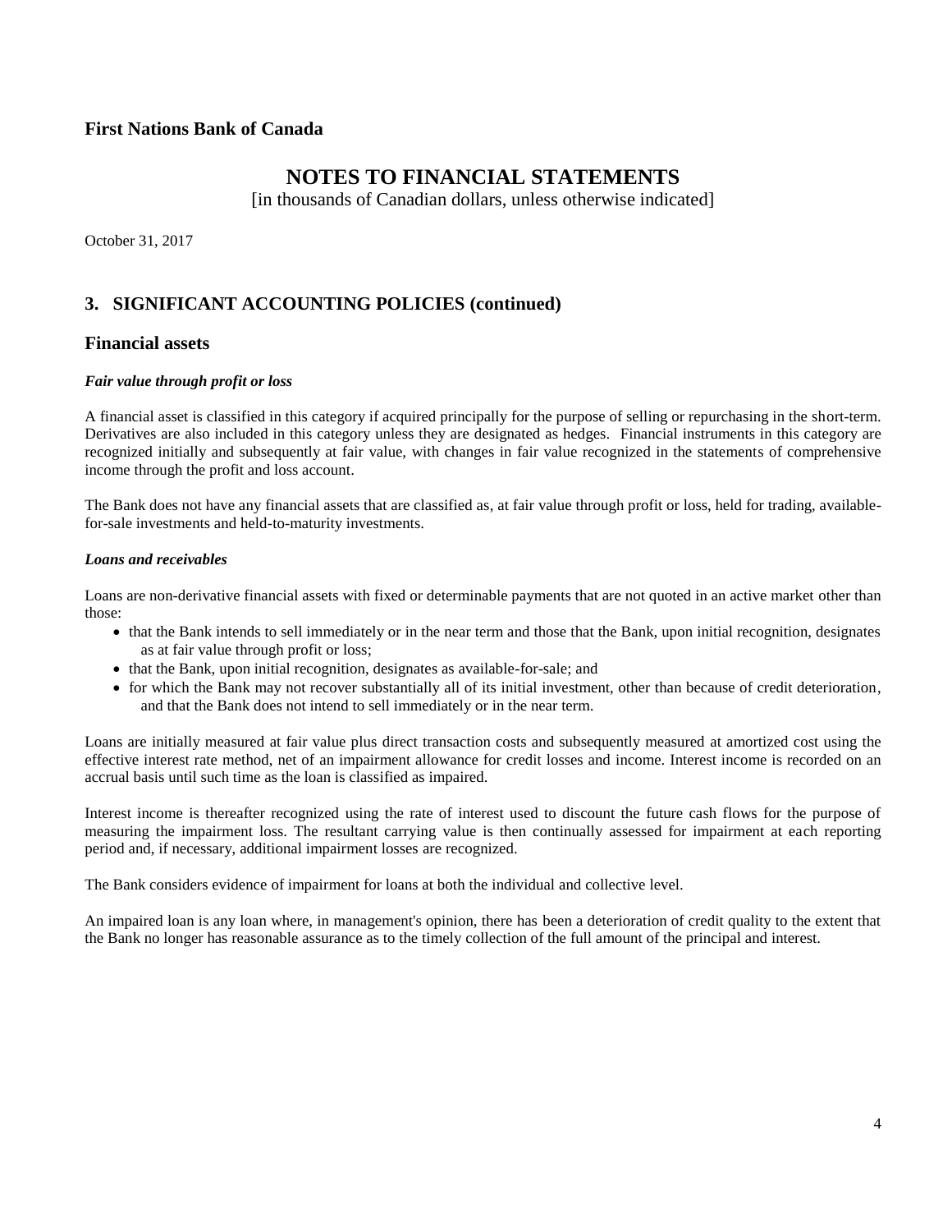## 3. SIGNIFICANT ACCOUNTING POLICIES (continued)

### Financial assets

#### *Fair value through profit or loss*

A financial asset is classified in this category if acquired principally for the purpose of selling or repurchasing in the short-term. Derivatives are also included in this category unless they are designated as hedges. Financial instruments in this category are recognized initially and subsequently at fair value, with changes in fair value recognized in the statements of comprehensive income through the profit and loss account.

The Bank does not have any financial assets that are classified as, at fair value through profit or loss, held for trading, available-for-sale investments and held-to-maturity investments.

#### *Loans and receivables*

Loans are non-derivative financial assets with fixed or determinable payments that are not quoted in an active market other than those:

- that the Bank intends to sell immediately or in the near term and those that the Bank, upon initial recognition, designates as at fair value through profit or loss;
- that the Bank, upon initial recognition, designates as available-for-sale; and
- for which the Bank may not recover substantially all of its initial investment, other than because of credit deterioration, and that the Bank does not intend to sell immediately or in the near term.

Loans are initially measured at fair value plus direct transaction costs and subsequently measured at amortized cost using the effective interest rate method, net of an impairment allowance for credit losses and income. Interest income is recorded on an accrual basis until such time as the loan is classified as impaired.

Interest income is thereafter recognized using the rate of interest used to discount the future cash flows for the purpose of measuring the impairment loss. The resultant carrying value is then continually assessed for impairment at each reporting period and, if necessary, additional impairment losses are recognized.

The Bank considers evidence of impairment for loans at both the individual and collective level.

An impaired loan is any loan where, in management's opinion, there has been a deterioration of credit quality to the extent that the Bank no longer has reasonable assurance as to the timely collection of the full amount of the principal and interest.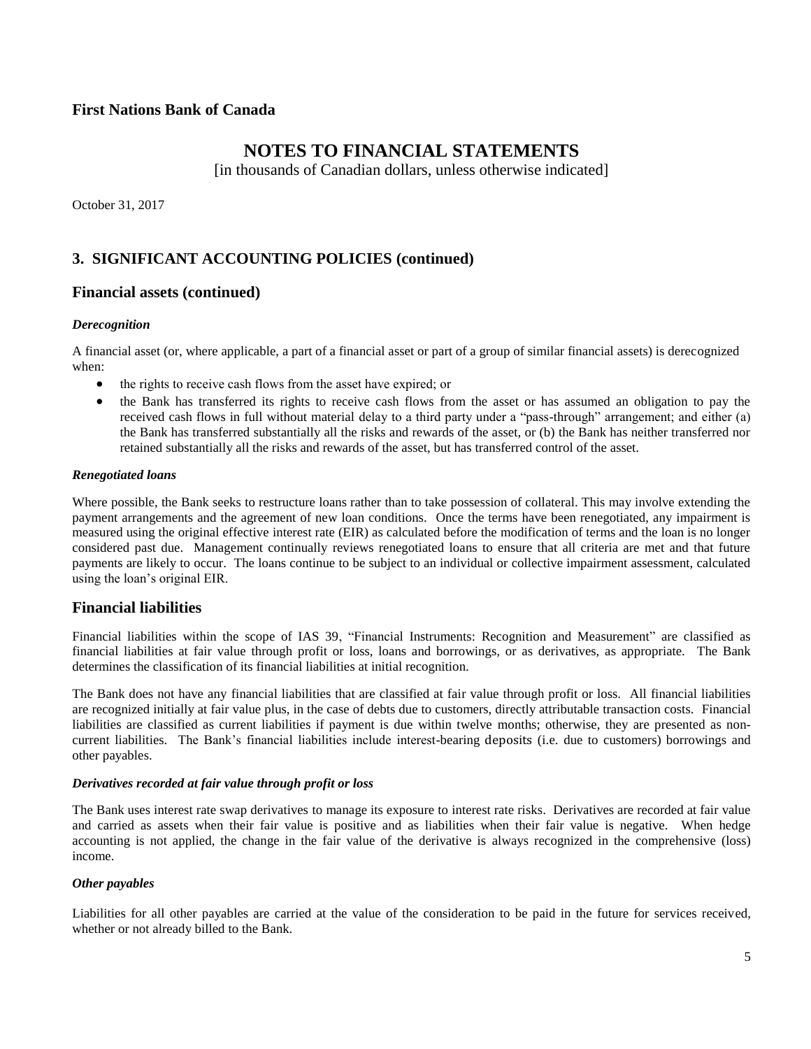# First Nations Bank of Canada

## NOTES TO FINANCIAL STATEMENTS

[in thousands of Canadian dollars, unless otherwise indicated]

October 31, 2017

## 3. SIGNIFICANT ACCOUNTING POLICIES (continued)

### Financial assets (continued)

***Derecognition***

A financial asset (or, where applicable, a part of a financial asset or part of a group of similar financial assets) is derecognized when:

- the rights to receive cash flows from the asset have expired; or
- the Bank has transferred its rights to receive cash flows from the asset or has assumed an obligation to pay the received cash flows in full without material delay to a third party under a "pass-through" arrangement; and either (a) the Bank has transferred substantially all the risks and rewards of the asset, or (b) the Bank has neither transferred nor retained substantially all the risks and rewards of the asset, but has transferred control of the asset.

***Renegotiated loans***

Where possible, the Bank seeks to restructure loans rather than to take possession of collateral. This may involve extending the payment arrangements and the agreement of new loan conditions. Once the terms have been renegotiated, any impairment is measured using the original effective interest rate (EIR) as calculated before the modification of terms and the loan is no longer considered past due. Management continually reviews renegotiated loans to ensure that all criteria are met and that future payments are likely to occur. The loans continue to be subject to an individual or collective impairment assessment, calculated using the loan's original EIR.

### Financial liabilities

Financial liabilities within the scope of IAS 39, "Financial Instruments: Recognition and Measurement" are classified as financial liabilities at fair value through profit or loss, loans and borrowings, or as derivatives, as appropriate. The Bank determines the classification of its financial liabilities at initial recognition.

The Bank does not have any financial liabilities that are classified at fair value through profit or loss. All financial liabilities are recognized initially at fair value plus, in the case of debts due to customers, directly attributable transaction costs. Financial liabilities are classified as current liabilities if payment is due within twelve months; otherwise, they are presented as non-current liabilities. The Bank's financial liabilities include interest-bearing deposits (i.e. due to customers) borrowings and other payables.

***Derivatives recorded at fair value through profit or loss***

The Bank uses interest rate swap derivatives to manage its exposure to interest rate risks. Derivatives are recorded at fair value and carried as assets when their fair value is positive and as liabilities when their fair value is negative. When hedge accounting is not applied, the change in the fair value of the derivative is always recognized in the comprehensive (loss) income.

***Other payables***

Liabilities for all other payables are carried at the value of the consideration to be paid in the future for services received, whether or not already billed to the Bank.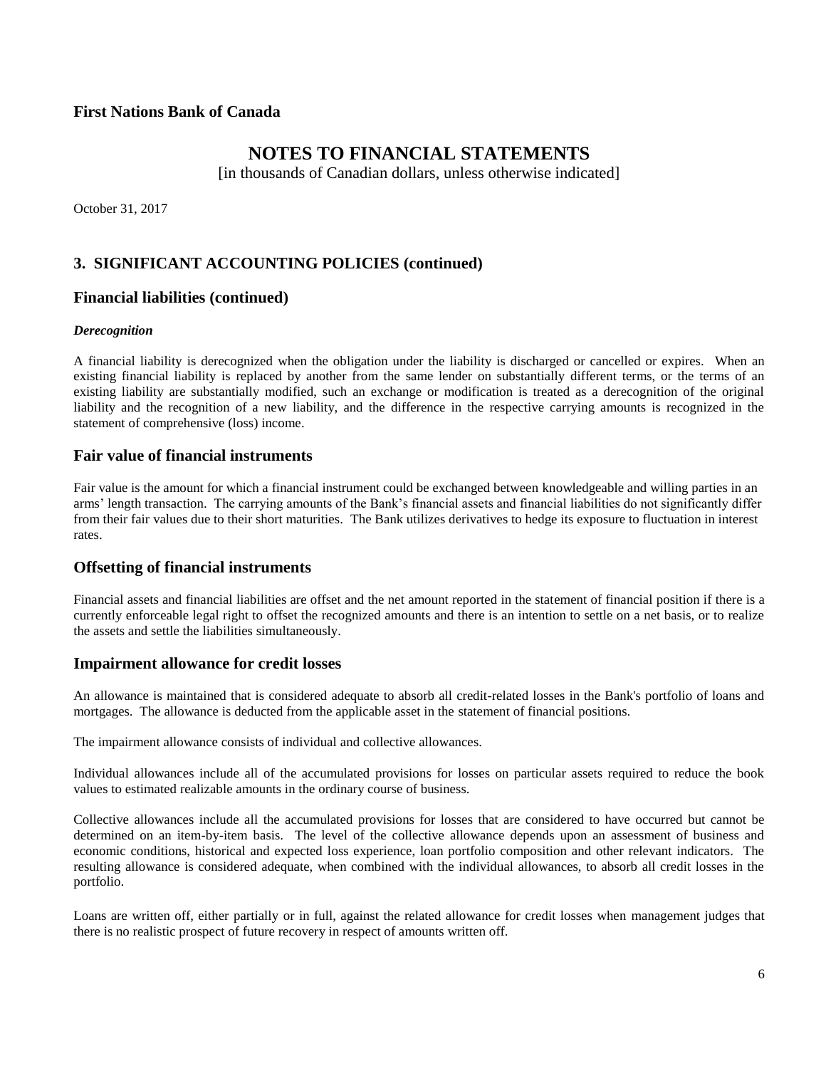## 3. SIGNIFICANT ACCOUNTING POLICIES (continued)

### Financial liabilities (continued)

***Derecognition***

A financial liability is derecognized when the obligation under the liability is discharged or cancelled or expires. When an existing financial liability is replaced by another from the same lender on substantially different terms, or the terms of an existing liability are substantially modified, such an exchange or modification is treated as a derecognition of the original liability and the recognition of a new liability, and the difference in the respective carrying amounts is recognized in the statement of comprehensive (loss) income.

### Fair value of financial instruments

Fair value is the amount for which a financial instrument could be exchanged between knowledgeable and willing parties in an arms' length transaction. The carrying amounts of the Bank's financial assets and financial liabilities do not significantly differ from their fair values due to their short maturities. The Bank utilizes derivatives to hedge its exposure to fluctuation in interest rates.

### Offsetting of financial instruments

Financial assets and financial liabilities are offset and the net amount reported in the statement of financial position if there is a currently enforceable legal right to offset the recognized amounts and there is an intention to settle on a net basis, or to realize the assets and settle the liabilities simultaneously.

### Impairment allowance for credit losses

An allowance is maintained that is considered adequate to absorb all credit-related losses in the Bank's portfolio of loans and mortgages. The allowance is deducted from the applicable asset in the statement of financial positions.

The impairment allowance consists of individual and collective allowances.

Individual allowances include all of the accumulated provisions for losses on particular assets required to reduce the book values to estimated realizable amounts in the ordinary course of business.

Collective allowances include all the accumulated provisions for losses that are considered to have occurred but cannot be determined on an item-by-item basis. The level of the collective allowance depends upon an assessment of business and economic conditions, historical and expected loss experience, loan portfolio composition and other relevant indicators. The resulting allowance is considered adequate, when combined with the individual allowances, to absorb all credit losses in the portfolio.

Loans are written off, either partially or in full, against the related allowance for credit losses when management judges that there is no realistic prospect of future recovery in respect of amounts written off.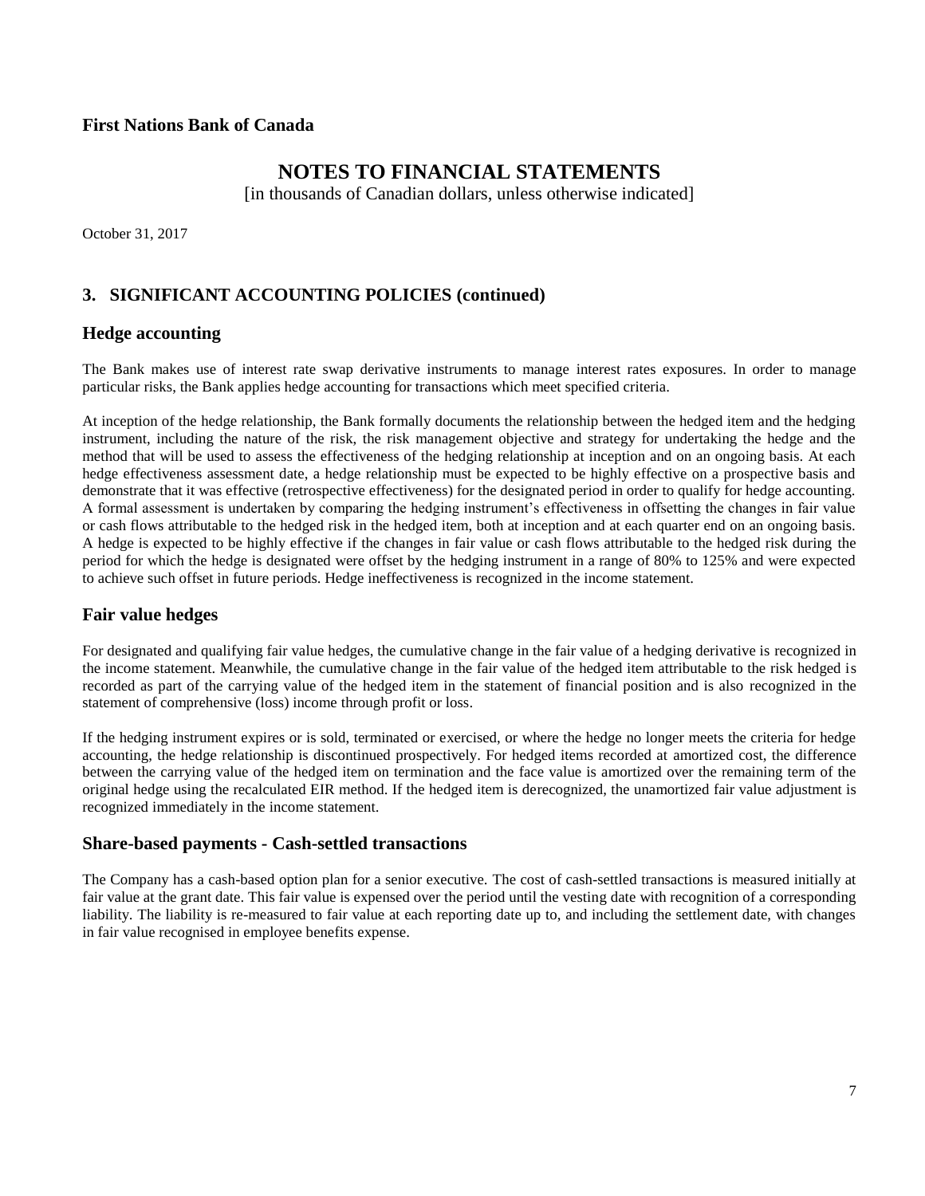**First Nations Bank of Canada**

# NOTES TO FINANCIAL STATEMENTS

[in thousands of Canadian dollars, unless otherwise indicated]

October 31, 2017

## 3. SIGNIFICANT ACCOUNTING POLICIES (continued)

### Hedge accounting

The Bank makes use of interest rate swap derivative instruments to manage interest rates exposures. In order to manage particular risks, the Bank applies hedge accounting for transactions which meet specified criteria.

At inception of the hedge relationship, the Bank formally documents the relationship between the hedged item and the hedging instrument, including the nature of the risk, the risk management objective and strategy for undertaking the hedge and the method that will be used to assess the effectiveness of the hedging relationship at inception and on an ongoing basis. At each hedge effectiveness assessment date, a hedge relationship must be expected to be highly effective on a prospective basis and demonstrate that it was effective (retrospective effectiveness) for the designated period in order to qualify for hedge accounting. A formal assessment is undertaken by comparing the hedging instrument's effectiveness in offsetting the changes in fair value or cash flows attributable to the hedged risk in the hedged item, both at inception and at each quarter end on an ongoing basis. A hedge is expected to be highly effective if the changes in fair value or cash flows attributable to the hedged risk during the period for which the hedge is designated were offset by the hedging instrument in a range of 80% to 125% and were expected to achieve such offset in future periods. Hedge ineffectiveness is recognized in the income statement.

### Fair value hedges

For designated and qualifying fair value hedges, the cumulative change in the fair value of a hedging derivative is recognized in the income statement. Meanwhile, the cumulative change in the fair value of the hedged item attributable to the risk hedged is recorded as part of the carrying value of the hedged item in the statement of financial position and is also recognized in the statement of comprehensive (loss) income through profit or loss.

If the hedging instrument expires or is sold, terminated or exercised, or where the hedge no longer meets the criteria for hedge accounting, the hedge relationship is discontinued prospectively. For hedged items recorded at amortized cost, the difference between the carrying value of the hedged item on termination and the face value is amortized over the remaining term of the original hedge using the recalculated EIR method. If the hedged item is derecognized, the unamortized fair value adjustment is recognized immediately in the income statement.

### Share-based payments - Cash-settled transactions

The Company has a cash-based option plan for a senior executive. The cost of cash-settled transactions is measured initially at fair value at the grant date. This fair value is expensed over the period until the vesting date with recognition of a corresponding liability. The liability is re-measured to fair value at each reporting date up to, and including the settlement date, with changes in fair value recognised in employee benefits expense.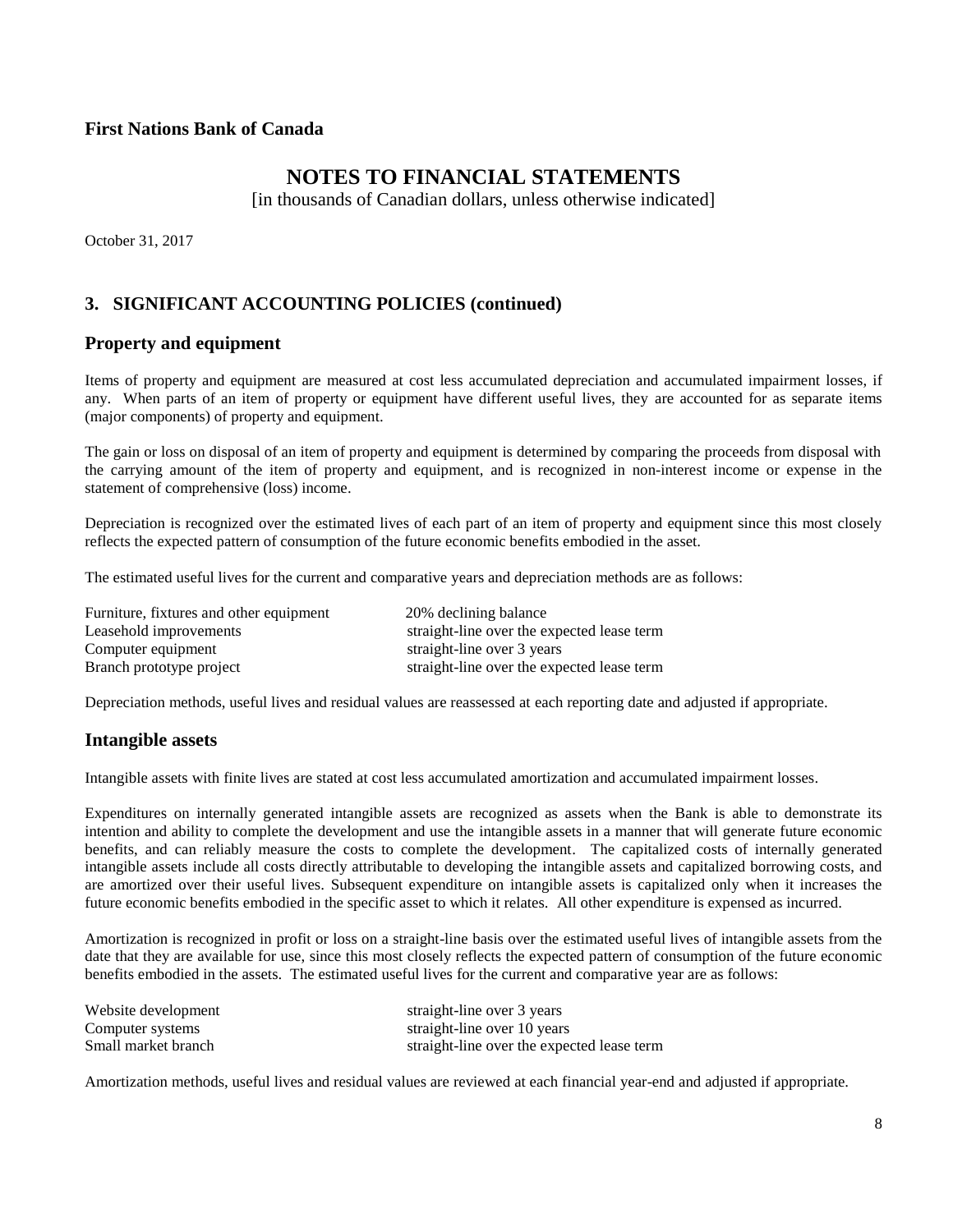**First Nations Bank of Canada**

# NOTES TO FINANCIAL STATEMENTS

[in thousands of Canadian dollars, unless otherwise indicated]

October 31, 2017

## 3. SIGNIFICANT ACCOUNTING POLICIES (continued)

### Property and equipment

Items of property and equipment are measured at cost less accumulated depreciation and accumulated impairment losses, if any. When parts of an item of property or equipment have different useful lives, they are accounted for as separate items (major components) of property and equipment.

The gain or loss on disposal of an item of property and equipment is determined by comparing the proceeds from disposal with the carrying amount of the item of property and equipment, and is recognized in non-interest income or expense in the statement of comprehensive (loss) income.

Depreciation is recognized over the estimated lives of each part of an item of property and equipment since this most closely reflects the expected pattern of consumption of the future economic benefits embodied in the asset.

The estimated useful lives for the current and comparative years and depreciation methods are as follows:

| | |
|---|---|
| Furniture, fixtures and other equipment | 20% declining balance |
| Leasehold improvements | straight-line over the expected lease term |
| Computer equipment | straight-line over 3 years |
| Branch prototype project | straight-line over the expected lease term |

Depreciation methods, useful lives and residual values are reassessed at each reporting date and adjusted if appropriate.

### Intangible assets

Intangible assets with finite lives are stated at cost less accumulated amortization and accumulated impairment losses.

Expenditures on internally generated intangible assets are recognized as assets when the Bank is able to demonstrate its intention and ability to complete the development and use the intangible assets in a manner that will generate future economic benefits, and can reliably measure the costs to complete the development. The capitalized costs of internally generated intangible assets include all costs directly attributable to developing the intangible assets and capitalized borrowing costs, and are amortized over their useful lives. Subsequent expenditure on intangible assets is capitalized only when it increases the future economic benefits embodied in the specific asset to which it relates. All other expenditure is expensed as incurred.

Amortization is recognized in profit or loss on a straight-line basis over the estimated useful lives of intangible assets from the date that they are available for use, since this most closely reflects the expected pattern of consumption of the future economic benefits embodied in the assets. The estimated useful lives for the current and comparative year are as follows:

| | |
|---|---|
| Website development | straight-line over 3 years |
| Computer systems | straight-line over 10 years |
| Small market branch | straight-line over the expected lease term |

Amortization methods, useful lives and residual values are reviewed at each financial year-end and adjusted if appropriate.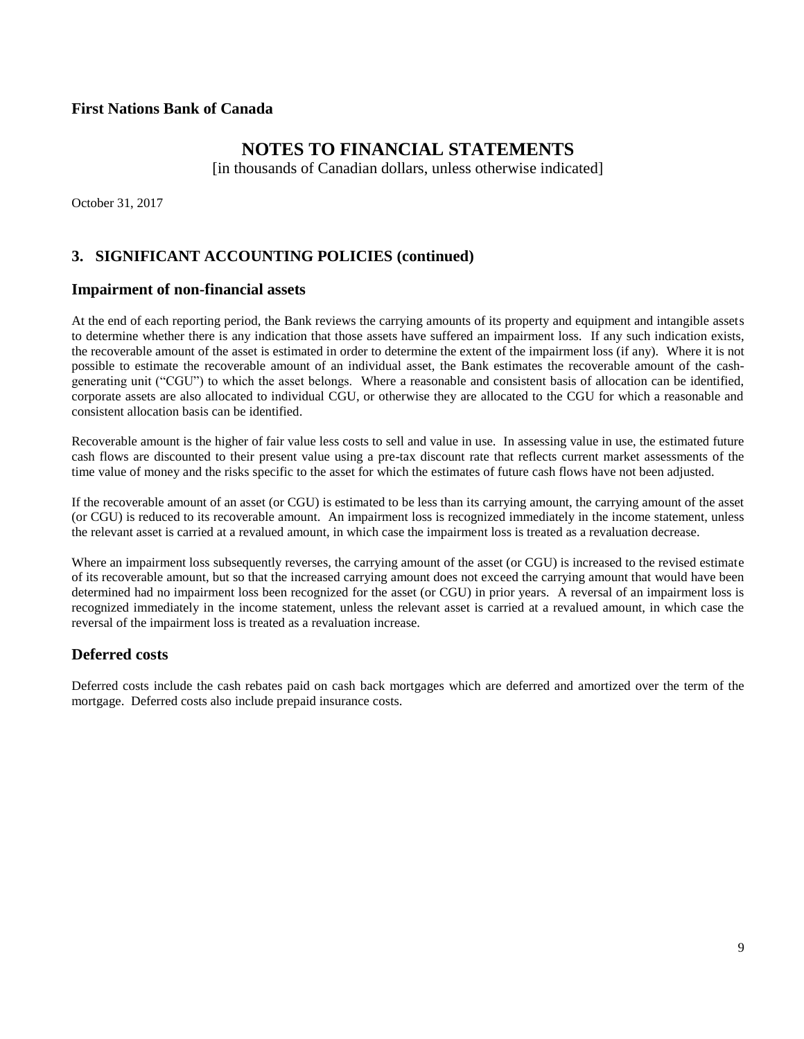**First Nations Bank of Canada**

# NOTES TO FINANCIAL STATEMENTS

[in thousands of Canadian dollars, unless otherwise indicated]

October 31, 2017

## 3. SIGNIFICANT ACCOUNTING POLICIES (continued)

### Impairment of non-financial assets

At the end of each reporting period, the Bank reviews the carrying amounts of its property and equipment and intangible assets to determine whether there is any indication that those assets have suffered an impairment loss. If any such indication exists, the recoverable amount of the asset is estimated in order to determine the extent of the impairment loss (if any). Where it is not possible to estimate the recoverable amount of an individual asset, the Bank estimates the recoverable amount of the cash-generating unit ("CGU") to which the asset belongs. Where a reasonable and consistent basis of allocation can be identified, corporate assets are also allocated to individual CGU, or otherwise they are allocated to the CGU for which a reasonable and consistent allocation basis can be identified.

Recoverable amount is the higher of fair value less costs to sell and value in use. In assessing value in use, the estimated future cash flows are discounted to their present value using a pre-tax discount rate that reflects current market assessments of the time value of money and the risks specific to the asset for which the estimates of future cash flows have not been adjusted.

If the recoverable amount of an asset (or CGU) is estimated to be less than its carrying amount, the carrying amount of the asset (or CGU) is reduced to its recoverable amount. An impairment loss is recognized immediately in the income statement, unless the relevant asset is carried at a revalued amount, in which case the impairment loss is treated as a revaluation decrease.

Where an impairment loss subsequently reverses, the carrying amount of the asset (or CGU) is increased to the revised estimate of its recoverable amount, but so that the increased carrying amount does not exceed the carrying amount that would have been determined had no impairment loss been recognized for the asset (or CGU) in prior years. A reversal of an impairment loss is recognized immediately in the income statement, unless the relevant asset is carried at a revalued amount, in which case the reversal of the impairment loss is treated as a revaluation increase.

### Deferred costs

Deferred costs include the cash rebates paid on cash back mortgages which are deferred and amortized over the term of the mortgage. Deferred costs also include prepaid insurance costs.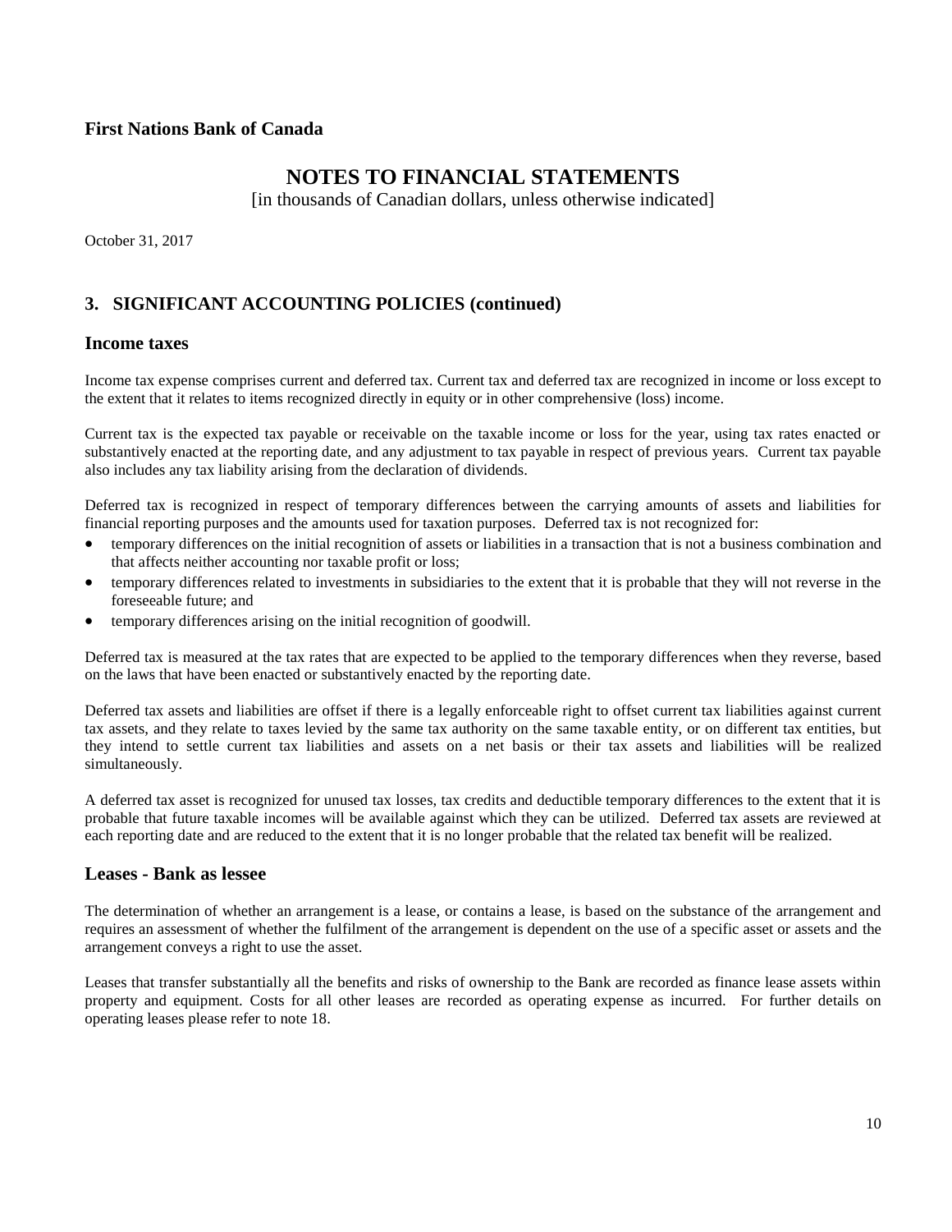## 3. SIGNIFICANT ACCOUNTING POLICIES (continued)

### Income taxes

Income tax expense comprises current and deferred tax. Current tax and deferred tax are recognized in income or loss except to the extent that it relates to items recognized directly in equity or in other comprehensive (loss) income.

Current tax is the expected tax payable or receivable on the taxable income or loss for the year, using tax rates enacted or substantively enacted at the reporting date, and any adjustment to tax payable in respect of previous years. Current tax payable also includes any tax liability arising from the declaration of dividends.

Deferred tax is recognized in respect of temporary differences between the carrying amounts of assets and liabilities for financial reporting purposes and the amounts used for taxation purposes. Deferred tax is not recognized for:

- temporary differences on the initial recognition of assets or liabilities in a transaction that is not a business combination and that affects neither accounting nor taxable profit or loss;
- temporary differences related to investments in subsidiaries to the extent that it is probable that they will not reverse in the foreseeable future; and
- temporary differences arising on the initial recognition of goodwill.

Deferred tax is measured at the tax rates that are expected to be applied to the temporary differences when they reverse, based on the laws that have been enacted or substantively enacted by the reporting date.

Deferred tax assets and liabilities are offset if there is a legally enforceable right to offset current tax liabilities against current tax assets, and they relate to taxes levied by the same tax authority on the same taxable entity, or on different tax entities, but they intend to settle current tax liabilities and assets on a net basis or their tax assets and liabilities will be realized simultaneously.

A deferred tax asset is recognized for unused tax losses, tax credits and deductible temporary differences to the extent that it is probable that future taxable incomes will be available against which they can be utilized. Deferred tax assets are reviewed at each reporting date and are reduced to the extent that it is no longer probable that the related tax benefit will be realized.

### Leases - Bank as lessee

The determination of whether an arrangement is a lease, or contains a lease, is based on the substance of the arrangement and requires an assessment of whether the fulfilment of the arrangement is dependent on the use of a specific asset or assets and the arrangement conveys a right to use the asset.

Leases that transfer substantially all the benefits and risks of ownership to the Bank are recorded as finance lease assets within property and equipment. Costs for all other leases are recorded as operating expense as incurred. For further details on operating leases please refer to note 18.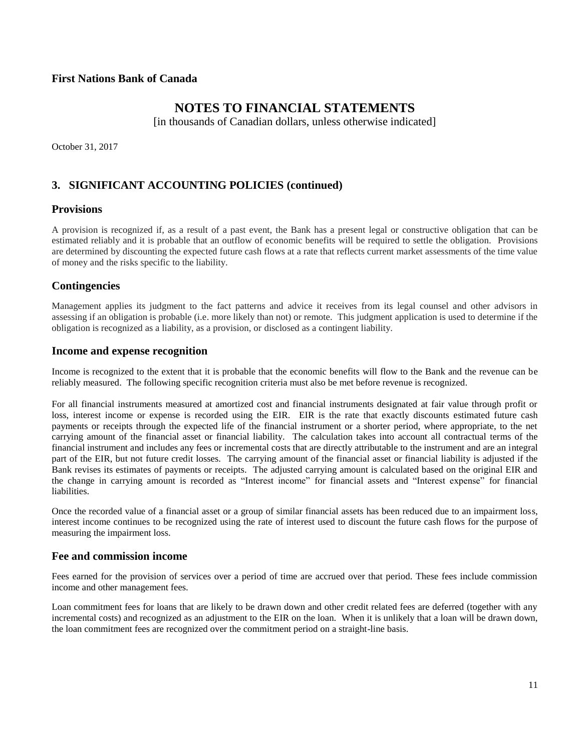**First Nations Bank of Canada**

# NOTES TO FINANCIAL STATEMENTS

[in thousands of Canadian dollars, unless otherwise indicated]

October 31, 2017

## 3. SIGNIFICANT ACCOUNTING POLICIES (continued)

### Provisions

A provision is recognized if, as a result of a past event, the Bank has a present legal or constructive obligation that can be estimated reliably and it is probable that an outflow of economic benefits will be required to settle the obligation. Provisions are determined by discounting the expected future cash flows at a rate that reflects current market assessments of the time value of money and the risks specific to the liability.

### Contingencies

Management applies its judgment to the fact patterns and advice it receives from its legal counsel and other advisors in assessing if an obligation is probable (i.e. more likely than not) or remote. This judgment application is used to determine if the obligation is recognized as a liability, as a provision, or disclosed as a contingent liability.

### Income and expense recognition

Income is recognized to the extent that it is probable that the economic benefits will flow to the Bank and the revenue can be reliably measured. The following specific recognition criteria must also be met before revenue is recognized.

For all financial instruments measured at amortized cost and financial instruments designated at fair value through profit or loss, interest income or expense is recorded using the EIR. EIR is the rate that exactly discounts estimated future cash payments or receipts through the expected life of the financial instrument or a shorter period, where appropriate, to the net carrying amount of the financial asset or financial liability. The calculation takes into account all contractual terms of the financial instrument and includes any fees or incremental costs that are directly attributable to the instrument and are an integral part of the EIR, but not future credit losses. The carrying amount of the financial asset or financial liability is adjusted if the Bank revises its estimates of payments or receipts. The adjusted carrying amount is calculated based on the original EIR and the change in carrying amount is recorded as "Interest income" for financial assets and "Interest expense" for financial liabilities.

Once the recorded value of a financial asset or a group of similar financial assets has been reduced due to an impairment loss, interest income continues to be recognized using the rate of interest used to discount the future cash flows for the purpose of measuring the impairment loss.

### Fee and commission income

Fees earned for the provision of services over a period of time are accrued over that period. These fees include commission income and other management fees.

Loan commitment fees for loans that are likely to be drawn down and other credit related fees are deferred (together with any incremental costs) and recognized as an adjustment to the EIR on the loan. When it is unlikely that a loan will be drawn down, the loan commitment fees are recognized over the commitment period on a straight-line basis.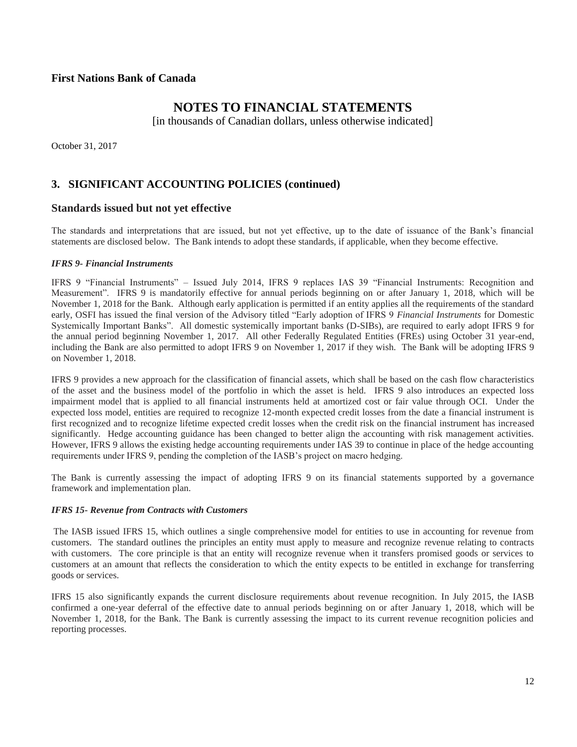## 3. SIGNIFICANT ACCOUNTING POLICIES (continued)

### Standards issued but not yet effective

The standards and interpretations that are issued, but not yet effective, up to the date of issuance of the Bank's financial statements are disclosed below. The Bank intends to adopt these standards, if applicable, when they become effective.

***IFRS 9- Financial Instruments***

IFRS 9 "Financial Instruments" – Issued July 2014, IFRS 9 replaces IAS 39 "Financial Instruments: Recognition and Measurement". IFRS 9 is mandatorily effective for annual periods beginning on or after January 1, 2018, which will be November 1, 2018 for the Bank. Although early application is permitted if an entity applies all the requirements of the standard early, OSFI has issued the final version of the Advisory titled "Early adoption of IFRS 9 *Financial Instruments* for Domestic Systemically Important Banks". All domestic systemically important banks (D-SIBs), are required to early adopt IFRS 9 for the annual period beginning November 1, 2017. All other Federally Regulated Entities (FREs) using October 31 year-end, including the Bank are also permitted to adopt IFRS 9 on November 1, 2017 if they wish. The Bank will be adopting IFRS 9 on November 1, 2018.

IFRS 9 provides a new approach for the classification of financial assets, which shall be based on the cash flow characteristics of the asset and the business model of the portfolio in which the asset is held. IFRS 9 also introduces an expected loss impairment model that is applied to all financial instruments held at amortized cost or fair value through OCI. Under the expected loss model, entities are required to recognize 12-month expected credit losses from the date a financial instrument is first recognized and to recognize lifetime expected credit losses when the credit risk on the financial instrument has increased significantly. Hedge accounting guidance has been changed to better align the accounting with risk management activities. However, IFRS 9 allows the existing hedge accounting requirements under IAS 39 to continue in place of the hedge accounting requirements under IFRS 9, pending the completion of the IASB's project on macro hedging.

The Bank is currently assessing the impact of adopting IFRS 9 on its financial statements supported by a governance framework and implementation plan.

***IFRS 15- Revenue from Contracts with Customers***

The IASB issued IFRS 15, which outlines a single comprehensive model for entities to use in accounting for revenue from customers. The standard outlines the principles an entity must apply to measure and recognize revenue relating to contracts with customers. The core principle is that an entity will recognize revenue when it transfers promised goods or services to customers at an amount that reflects the consideration to which the entity expects to be entitled in exchange for transferring goods or services.

IFRS 15 also significantly expands the current disclosure requirements about revenue recognition. In July 2015, the IASB confirmed a one-year deferral of the effective date to annual periods beginning on or after January 1, 2018, which will be November 1, 2018, for the Bank. The Bank is currently assessing the impact to its current revenue recognition policies and reporting processes.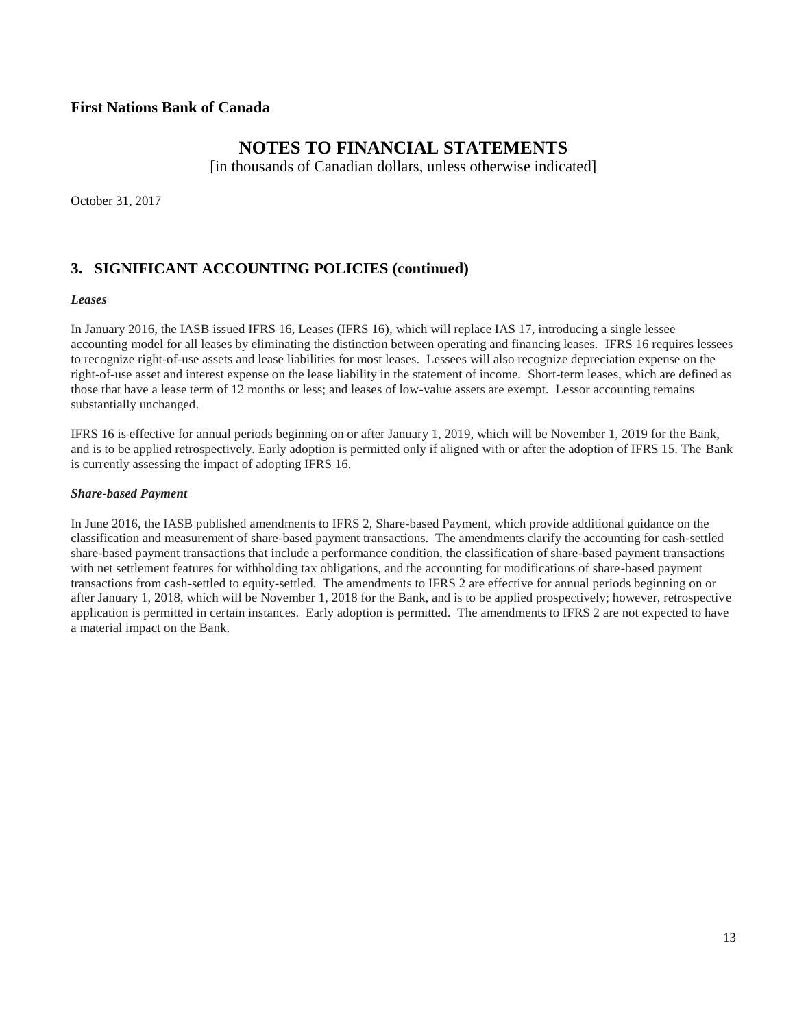**First Nations Bank of Canada**

# NOTES TO FINANCIAL STATEMENTS

[in thousands of Canadian dollars, unless otherwise indicated]

October 31, 2017

## 3. SIGNIFICANT ACCOUNTING POLICIES (continued)

***Leases***

In January 2016, the IASB issued IFRS 16, Leases (IFRS 16), which will replace IAS 17, introducing a single lessee accounting model for all leases by eliminating the distinction between operating and financing leases. IFRS 16 requires lessees to recognize right-of-use assets and lease liabilities for most leases. Lessees will also recognize depreciation expense on the right-of-use asset and interest expense on the lease liability in the statement of income. Short-term leases, which are defined as those that have a lease term of 12 months or less; and leases of low-value assets are exempt. Lessor accounting remains substantially unchanged.

IFRS 16 is effective for annual periods beginning on or after January 1, 2019, which will be November 1, 2019 for the Bank, and is to be applied retrospectively. Early adoption is permitted only if aligned with or after the adoption of IFRS 15. The Bank is currently assessing the impact of adopting IFRS 16.

***Share-based Payment***

In June 2016, the IASB published amendments to IFRS 2, Share-based Payment, which provide additional guidance on the classification and measurement of share-based payment transactions. The amendments clarify the accounting for cash-settled share-based payment transactions that include a performance condition, the classification of share-based payment transactions with net settlement features for withholding tax obligations, and the accounting for modifications of share-based payment transactions from cash-settled to equity-settled. The amendments to IFRS 2 are effective for annual periods beginning on or after January 1, 2018, which will be November 1, 2018 for the Bank, and is to be applied prospectively; however, retrospective application is permitted in certain instances. Early adoption is permitted. The amendments to IFRS 2 are not expected to have a material impact on the Bank.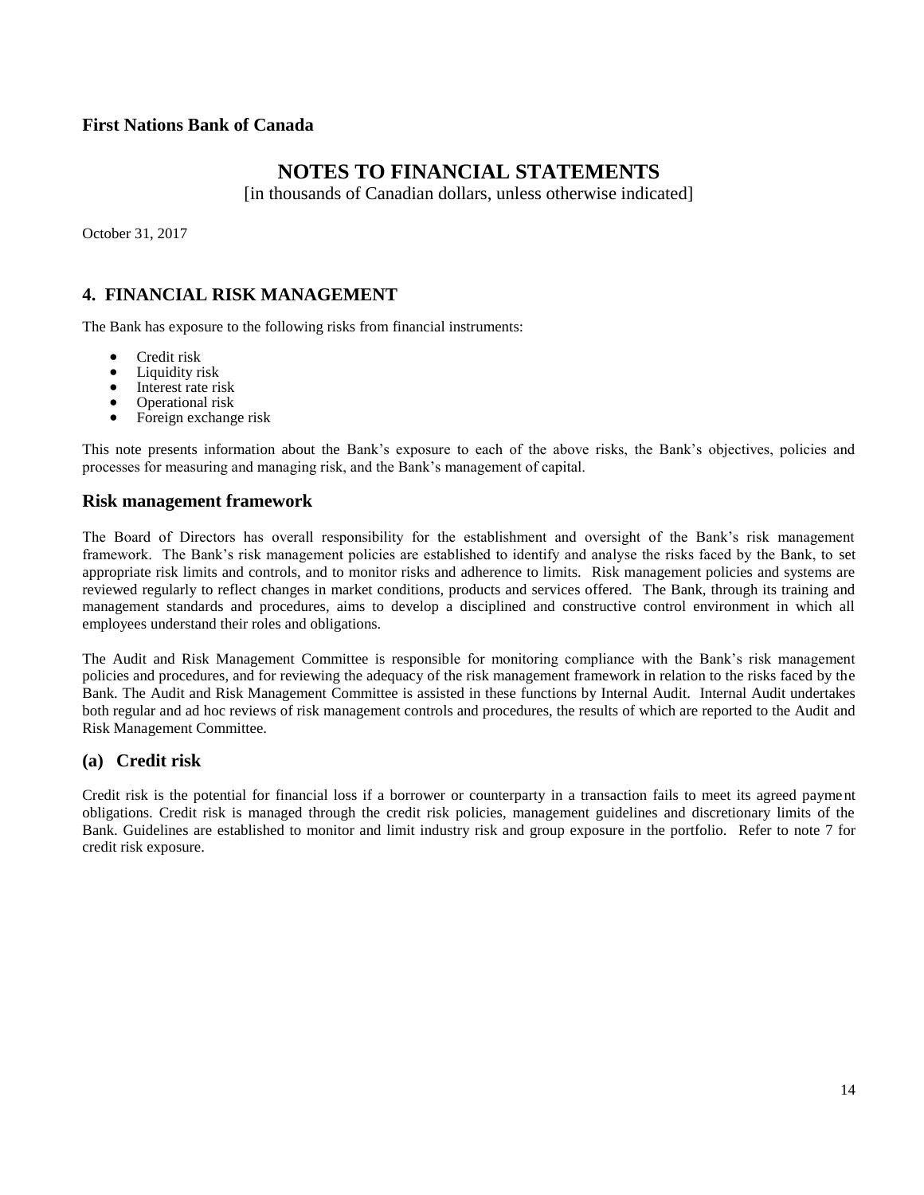**First Nations Bank of Canada**

# NOTES TO FINANCIAL STATEMENTS

[in thousands of Canadian dollars, unless otherwise indicated]

October 31, 2017

## 4. FINANCIAL RISK MANAGEMENT

The Bank has exposure to the following risks from financial instruments:

- Credit risk
- Liquidity risk
- Interest rate risk
- Operational risk
- Foreign exchange risk

This note presents information about the Bank's exposure to each of the above risks, the Bank's objectives, policies and processes for measuring and managing risk, and the Bank's management of capital.

### Risk management framework

The Board of Directors has overall responsibility for the establishment and oversight of the Bank's risk management framework. The Bank's risk management policies are established to identify and analyse the risks faced by the Bank, to set appropriate risk limits and controls, and to monitor risks and adherence to limits. Risk management policies and systems are reviewed regularly to reflect changes in market conditions, products and services offered. The Bank, through its training and management standards and procedures, aims to develop a disciplined and constructive control environment in which all employees understand their roles and obligations.

The Audit and Risk Management Committee is responsible for monitoring compliance with the Bank's risk management policies and procedures, and for reviewing the adequacy of the risk management framework in relation to the risks faced by the Bank. The Audit and Risk Management Committee is assisted in these functions by Internal Audit. Internal Audit undertakes both regular and ad hoc reviews of risk management controls and procedures, the results of which are reported to the Audit and Risk Management Committee.

### (a) Credit risk

Credit risk is the potential for financial loss if a borrower or counterparty in a transaction fails to meet its agreed payment obligations. Credit risk is managed through the credit risk policies, management guidelines and discretionary limits of the Bank. Guidelines are established to monitor and limit industry risk and group exposure in the portfolio. Refer to note 7 for credit risk exposure.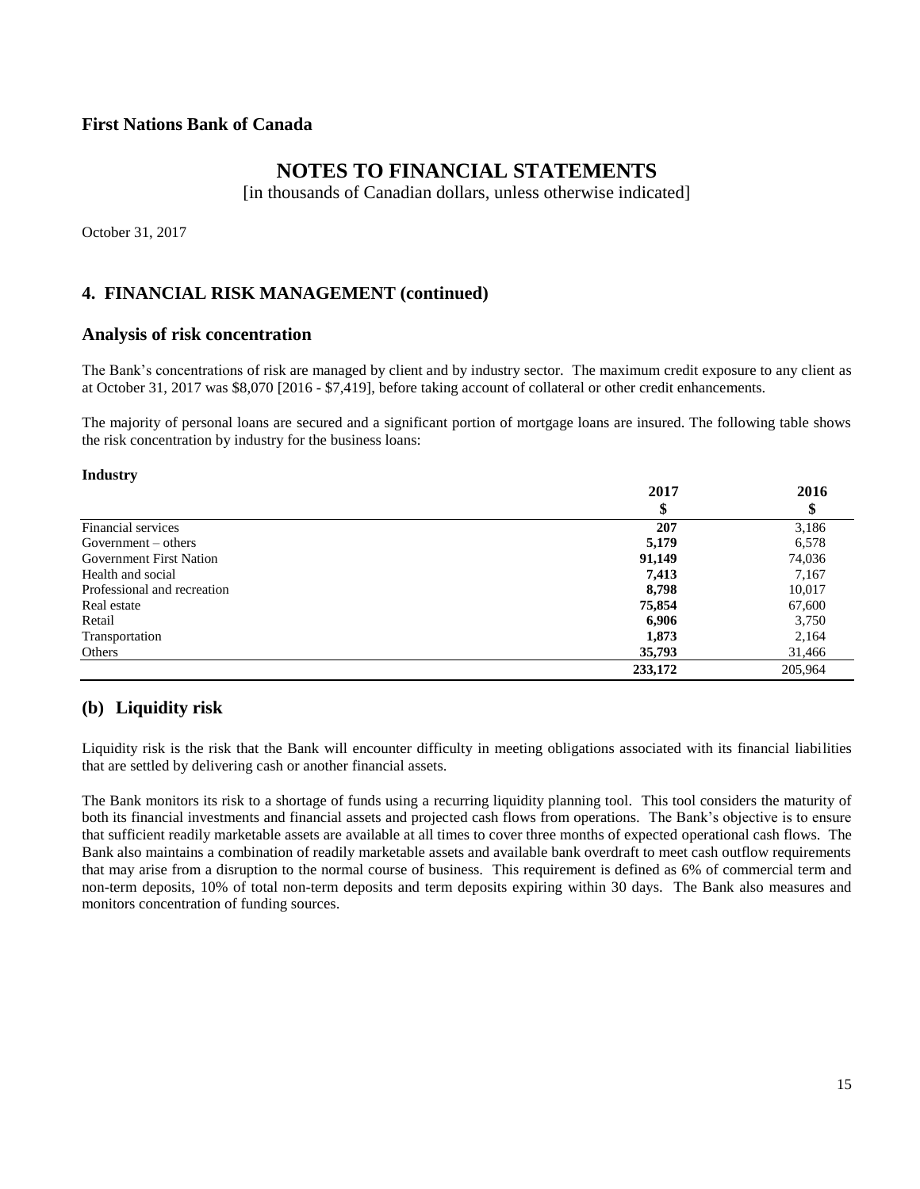# First Nations Bank of Canada

## NOTES TO FINANCIAL STATEMENTS

[in thousands of Canadian dollars, unless otherwise indicated]

October 31, 2017

## 4. FINANCIAL RISK MANAGEMENT (continued)

### Analysis of risk concentration

The Bank's concentrations of risk are managed by client and by industry sector. The maximum credit exposure to any client as at October 31, 2017 was $8,070 [2016 - $7,419], before taking account of collateral or other credit enhancements.

The majority of personal loans are secured and a significant portion of mortgage loans are insured. The following table shows the risk concentration by industry for the business loans:

**Industry**

| | 2017 | 2016 |
|---|---|---|
| | $ | $ |
| Financial services | **207** | 3,186 |
| Government – others | **5,179** | 6,578 |
| Government First Nation | **91,149** | 74,036 |
| Health and social | **7,413** | 7,167 |
| Professional and recreation | **8,798** | 10,017 |
| Real estate | **75,854** | 67,600 |
| Retail | **6,906** | 3,750 |
| Transportation | **1,873** | 2,164 |
| Others | **35,793** | 31,466 |
| | **233,172** | 205,964 |

## (b) Liquidity risk

Liquidity risk is the risk that the Bank will encounter difficulty in meeting obligations associated with its financial liabilities that are settled by delivering cash or another financial assets.

The Bank monitors its risk to a shortage of funds using a recurring liquidity planning tool. This tool considers the maturity of both its financial investments and financial assets and projected cash flows from operations. The Bank's objective is to ensure that sufficient readily marketable assets are available at all times to cover three months of expected operational cash flows. The Bank also maintains a combination of readily marketable assets and available bank overdraft to meet cash outflow requirements that may arise from a disruption to the normal course of business. This requirement is defined as 6% of commercial term and non-term deposits, 10% of total non-term deposits and term deposits expiring within 30 days. The Bank also measures and monitors concentration of funding sources.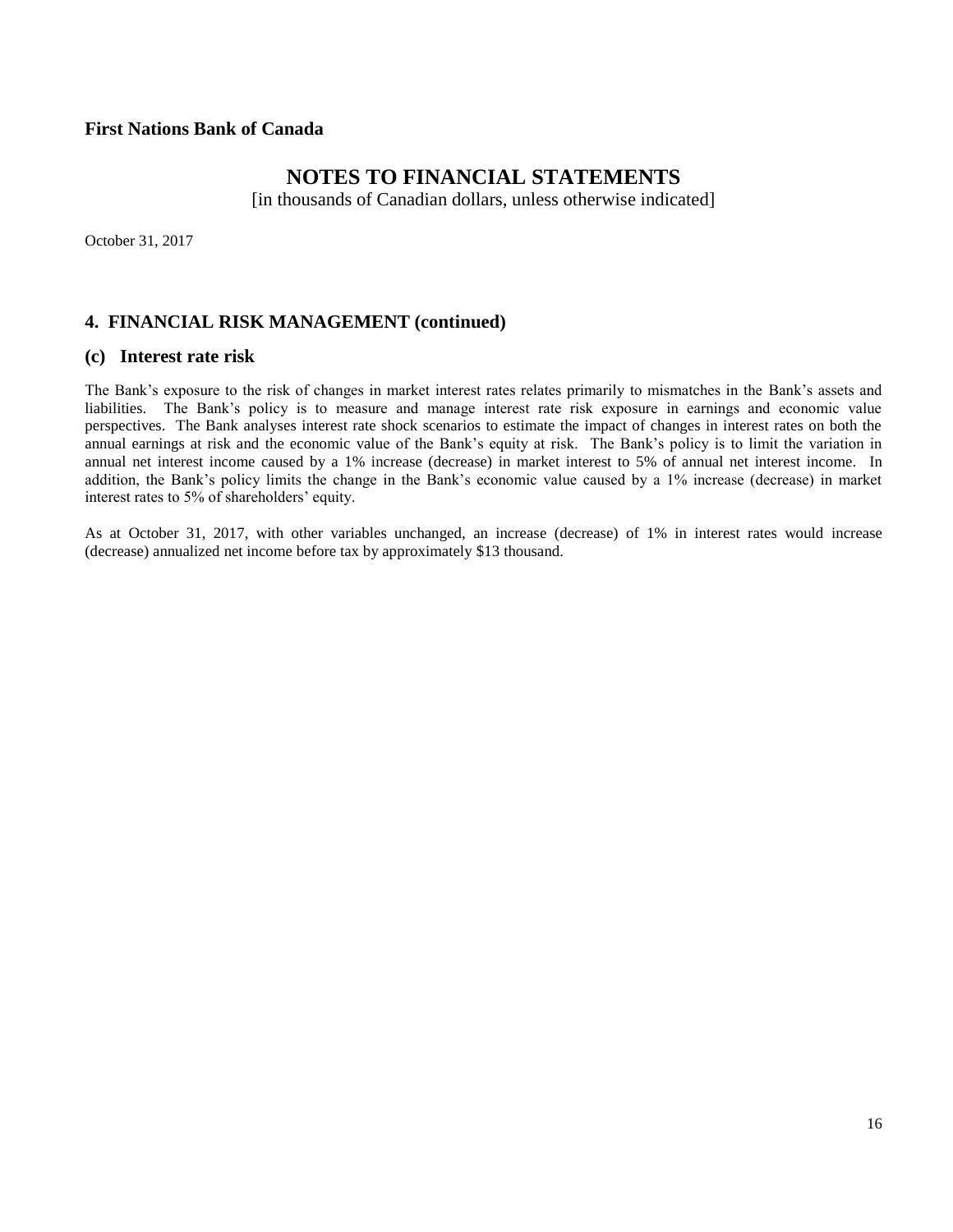**First Nations Bank of Canada**

# NOTES TO FINANCIAL STATEMENTS

[in thousands of Canadian dollars, unless otherwise indicated]

October 31, 2017

## 4. FINANCIAL RISK MANAGEMENT (continued)

### (c) Interest rate risk

The Bank's exposure to the risk of changes in market interest rates relates primarily to mismatches in the Bank's assets and liabilities. The Bank's policy is to measure and manage interest rate risk exposure in earnings and economic value perspectives. The Bank analyses interest rate shock scenarios to estimate the impact of changes in interest rates on both the annual earnings at risk and the economic value of the Bank's equity at risk. The Bank's policy is to limit the variation in annual net interest income caused by a 1% increase (decrease) in market interest to 5% of annual net interest income. In addition, the Bank's policy limits the change in the Bank's economic value caused by a 1% increase (decrease) in market interest rates to 5% of shareholders' equity.

As at October 31, 2017, with other variables unchanged, an increase (decrease) of 1% in interest rates would increase (decrease) annualized net income before tax by approximately $13 thousand.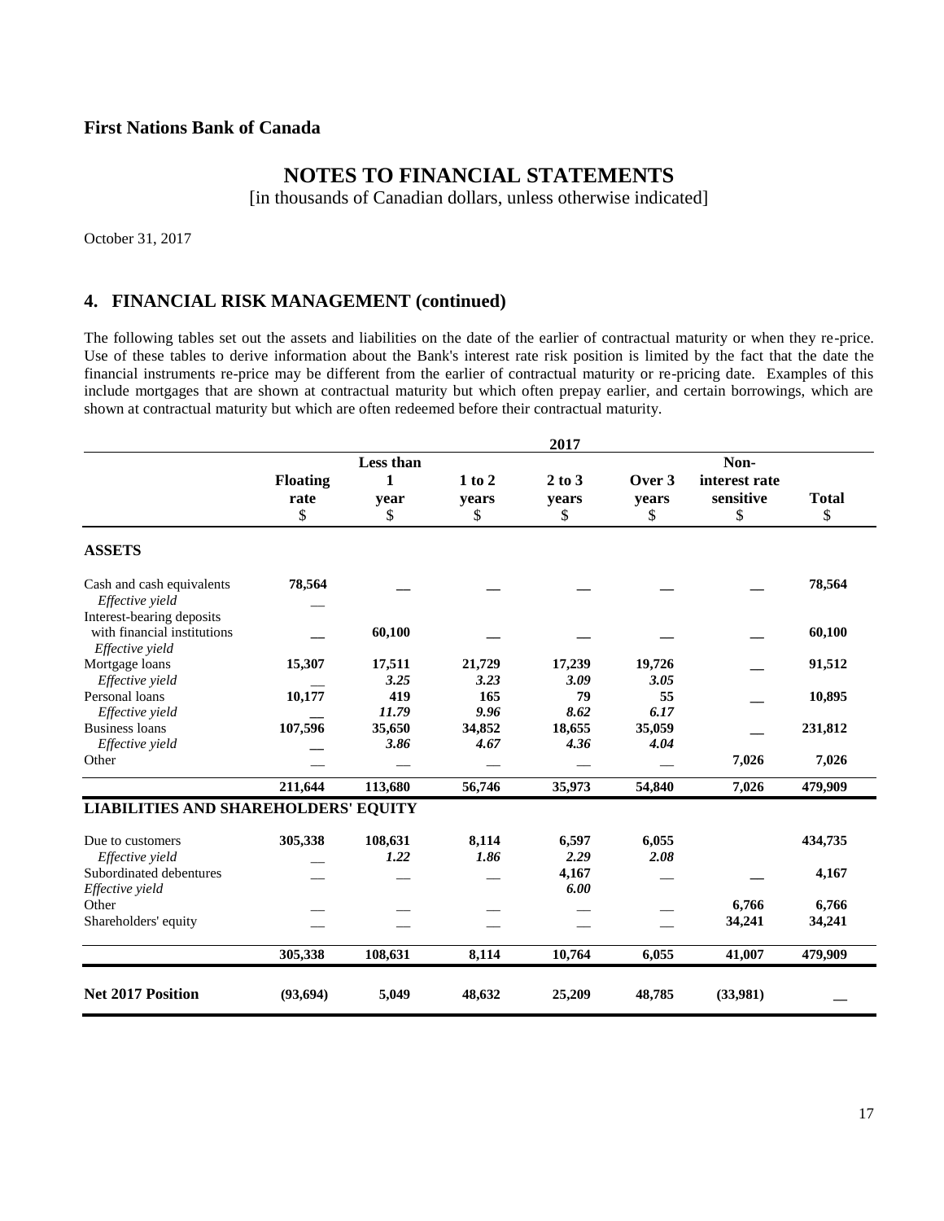**First Nations Bank of Canada**

# NOTES TO FINANCIAL STATEMENTS

[in thousands of Canadian dollars, unless otherwise indicated]

October 31, 2017

## 4. FINANCIAL RISK MANAGEMENT (continued)

The following tables set out the assets and liabilities on the date of the earlier of contractual maturity or when they re-price. Use of these tables to derive information about the Bank's interest rate risk position is limited by the fact that the date the financial instruments re-price may be different from the earlier of contractual maturity or re-pricing date. Examples of this include mortgages that are shown at contractual maturity but which often prepay earlier, and certain borrowings, which are shown at contractual maturity but which are often redeemed before their contractual maturity.

| | 2017 | | | | | | |
|---|---|---|---|---|---|---|---|
| | **Floating rate** $ | **Less than 1 year** $ | **1 to 2 years** $ | **2 to 3 years** $ | **Over 3 years** $ | **Non-interest rate sensitive** $ | **Total** $ |
| **ASSETS** | | | | | | | |
| Cash and cash equivalents | **78,564** | — | — | — | — | — | **78,564** |
| *Effective yield* | — | | | | | | |
| Interest-bearing deposits with financial institutions | — | **60,100** | — | — | — | — | **60,100** |
| *Effective yield* | | | | | | | |
| Mortgage loans | **15,307** | **17,511** | **21,729** | **17,239** | **19,726** | — | **91,512** |
| *Effective yield* | — | ***3.25*** | ***3.23*** | ***3.09*** | ***3.05*** | | |
| Personal loans | **10,177** | **419** | **165** | **79** | **55** | — | **10,895** |
| *Effective yield* | — | ***11.79*** | ***9.96*** | ***8.62*** | ***6.17*** | | |
| Business loans | **107,596** | **35,650** | **34,852** | **18,655** | **35,059** | — | **231,812** |
| *Effective yield* | — | ***3.86*** | ***4.67*** | ***4.36*** | ***4.04*** | | |
| Other | — | — | — | — | — | **7,026** | **7,026** |
| | **211,644** | **113,680** | **56,746** | **35,973** | **54,840** | **7,026** | **479,909** |
| **LIABILITIES AND SHAREHOLDERS' EQUITY** | | | | | | | |
| Due to customers | **305,338** | **108,631** | **8,114** | **6,597** | **6,055** | | **434,735** |
| *Effective yield* | — | ***1.22*** | ***1.86*** | ***2.29*** | ***2.08*** | | |
| Subordinated debentures | — | — | — | **4,167** | — | — | **4,167** |
| *Effective yield* | | | | ***6.00*** | | | |
| Other | — | — | — | — | — | **6,766** | **6,766** |
| Shareholders' equity | — | — | — | — | — | **34,241** | **34,241** |
| | **305,338** | **108,631** | **8,114** | **10,764** | **6,055** | **41,007** | **479,909** |
| **Net 2017 Position** | **(93,694)** | **5,049** | **48,632** | **25,209** | **48,785** | **(33,981)** | — |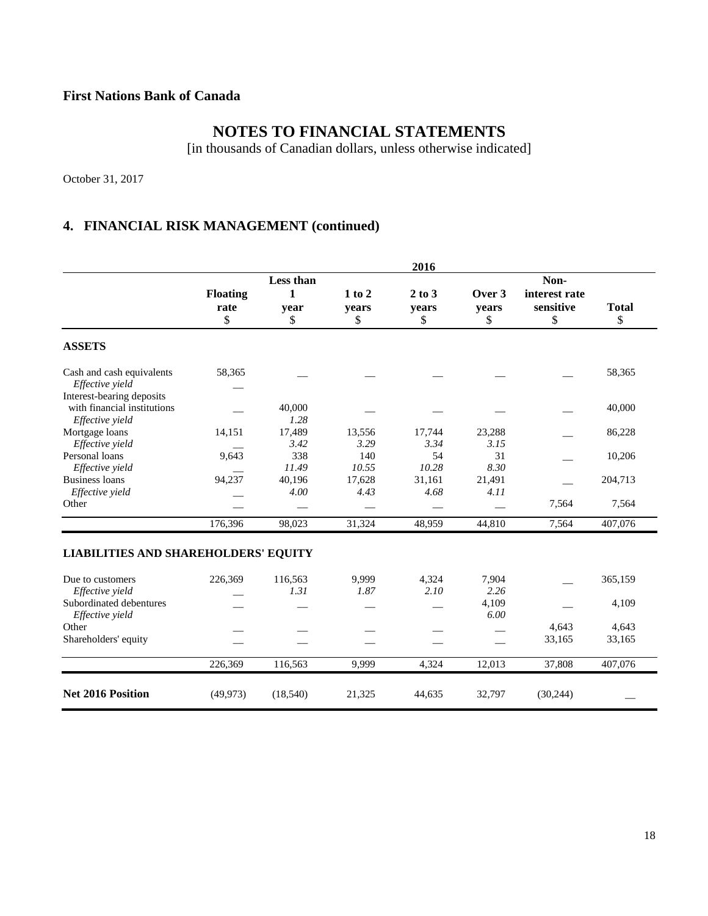**First Nations Bank of Canada**

# NOTES TO FINANCIAL STATEMENTS

[in thousands of Canadian dollars, unless otherwise indicated]

October 31, 2017

## 4. FINANCIAL RISK MANAGEMENT (continued)

| | 2016 | | | | | | |
|---|---|---|---|---|---|---|---|
| | **Floating rate** $ | **Less than 1 year** $ | **1 to 2 years** $ | **2 to 3 years** $ | **Over 3 years** $ | **Non-interest rate sensitive** $ | **Total** $ |
| **ASSETS** | | | | | | | |
| Cash and cash equivalents | 58,365 | — | — | — | — | — | 58,365 |
| *Effective yield* | — | | | | | | |
| Interest-bearing deposits with financial institutions | — | 40,000 | — | — | — | — | 40,000 |
| *Effective yield* | | *1.28* | | | | | |
| Mortgage loans | 14,151 | 17,489 | 13,556 | 17,744 | 23,288 | — | 86,228 |
| *Effective yield* | — | *3.42* | *3.29* | *3.34* | *3.15* | | |
| Personal loans | 9,643 | 338 | 140 | 54 | 31 | — | 10,206 |
| *Effective yield* | — | *11.49* | *10.55* | *10.28* | *8.30* | | |
| Business loans | 94,237 | 40,196 | 17,628 | 31,161 | 21,491 | — | 204,713 |
| *Effective yield* | — | *4.00* | *4.43* | *4.68* | *4.11* | | |
| Other | — | — | — | — | — | 7,564 | 7,564 |
| | 176,396 | 98,023 | 31,324 | 48,959 | 44,810 | 7,564 | 407,076 |
| **LIABILITIES AND SHAREHOLDERS' EQUITY** | | | | | | | |
| Due to customers | 226,369 | 116,563 | 9,999 | 4,324 | 7,904 | — | 365,159 |
| *Effective yield* | — | *1.31* | *1.87* | *2.10* | *2.26* | | |
| Subordinated debentures | — | — | — | — | 4,109 | — | 4,109 |
| *Effective yield* | | | | | *6.00* | | |
| Other | — | — | — | — | — | 4,643 | 4,643 |
| Shareholders' equity | — | — | — | — | — | 33,165 | 33,165 |
| | 226,369 | 116,563 | 9,999 | 4,324 | 12,013 | 37,808 | 407,076 |
| **Net 2016 Position** | (49,973) | (18,540) | 21,325 | 44,635 | 32,797 | (30,244) | — |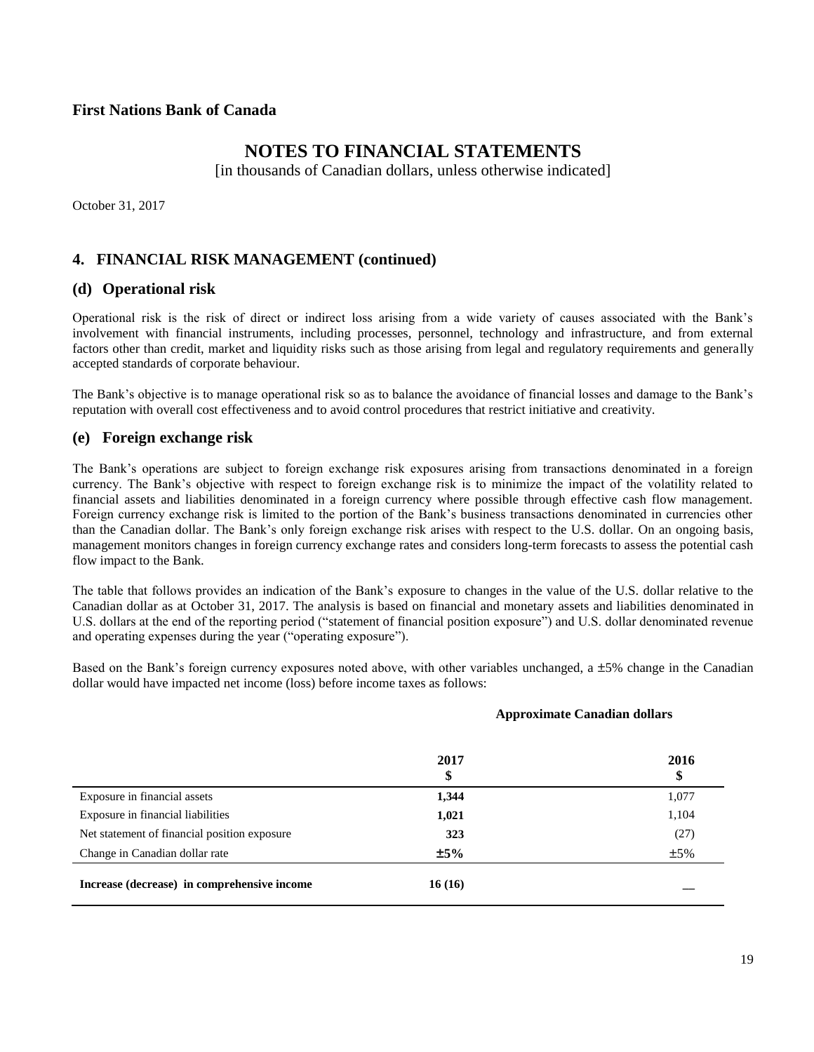**First Nations Bank of Canada**

# NOTES TO FINANCIAL STATEMENTS

[in thousands of Canadian dollars, unless otherwise indicated]

October 31, 2017

## 4. FINANCIAL RISK MANAGEMENT (continued)

### (d) Operational risk

Operational risk is the risk of direct or indirect loss arising from a wide variety of causes associated with the Bank's involvement with financial instruments, including processes, personnel, technology and infrastructure, and from external factors other than credit, market and liquidity risks such as those arising from legal and regulatory requirements and generally accepted standards of corporate behaviour.

The Bank's objective is to manage operational risk so as to balance the avoidance of financial losses and damage to the Bank's reputation with overall cost effectiveness and to avoid control procedures that restrict initiative and creativity.

### (e) Foreign exchange risk

The Bank's operations are subject to foreign exchange risk exposures arising from transactions denominated in a foreign currency. The Bank's objective with respect to foreign exchange risk is to minimize the impact of the volatility related to financial assets and liabilities denominated in a foreign currency where possible through effective cash flow management. Foreign currency exchange risk is limited to the portion of the Bank's business transactions denominated in currencies other than the Canadian dollar. The Bank's only foreign exchange risk arises with respect to the U.S. dollar. On an ongoing basis, management monitors changes in foreign currency exchange rates and considers long-term forecasts to assess the potential cash flow impact to the Bank.

The table that follows provides an indication of the Bank's exposure to changes in the value of the U.S. dollar relative to the Canadian dollar as at October 31, 2017. The analysis is based on financial and monetary assets and liabilities denominated in U.S. dollars at the end of the reporting period ("statement of financial position exposure") and U.S. dollar denominated revenue and operating expenses during the year ("operating exposure").

Based on the Bank's foreign currency exposures noted above, with other variables unchanged, a ±5% change in the Canadian dollar would have impacted net income (loss) before income taxes as follows:

| | **Approximate Canadian dollars** | |
|---|---|---|
| | **2017**<br>**\$** | **2016**<br>**\$** |
| Exposure in financial assets | **1,344** | 1,077 |
| Exposure in financial liabilities | **1,021** | 1,104 |
| Net statement of financial position exposure | **323** | (27) |
| Change in Canadian dollar rate | **±5%** | ±5% |
| **Increase (decrease) in comprehensive income** | **16 (16)** | — |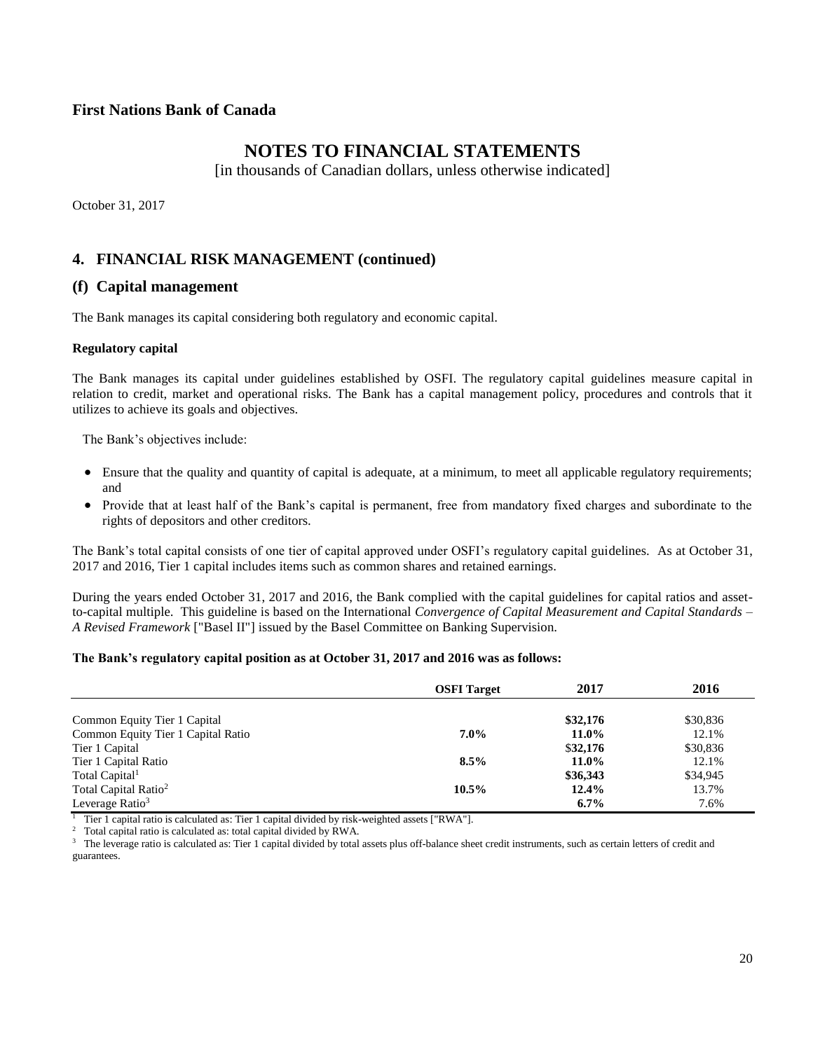First Nations Bank of Canada

# NOTES TO FINANCIAL STATEMENTS

[in thousands of Canadian dollars, unless otherwise indicated]

October 31, 2017

## 4. FINANCIAL RISK MANAGEMENT (continued)

## (f) Capital management

The Bank manages its capital considering both regulatory and economic capital.

**Regulatory capital**

The Bank manages its capital under guidelines established by OSFI. The regulatory capital guidelines measure capital in relation to credit, market and operational risks. The Bank has a capital management policy, procedures and controls that it utilizes to achieve its goals and objectives.

The Bank's objectives include:

- Ensure that the quality and quantity of capital is adequate, at a minimum, to meet all applicable regulatory requirements; and
- Provide that at least half of the Bank's capital is permanent, free from mandatory fixed charges and subordinate to the rights of depositors and other creditors.

The Bank's total capital consists of one tier of capital approved under OSFI's regulatory capital guidelines. As at October 31, 2017 and 2016, Tier 1 capital includes items such as common shares and retained earnings.

During the years ended October 31, 2017 and 2016, the Bank complied with the capital guidelines for capital ratios and asset-to-capital multiple. This guideline is based on the International *Convergence of Capital Measurement and Capital Standards – A Revised Framework* ["Basel II"] issued by the Basel Committee on Banking Supervision.

**The Bank's regulatory capital position as at October 31, 2017 and 2016 was as follows:**

| | OSFI Target | 2017 | 2016 |
|---|---|---|---|
| Common Equity Tier 1 Capital | | **$32,176** | $30,836 |
| Common Equity Tier 1 Capital Ratio | **7.0%** | **11.0%** | 12.1% |
| Tier 1 Capital | | $**32,176** | $30,836 |
| Tier 1 Capital Ratio | **8.5%** | **11.0%** | 12.1% |
| Total Capital[1] | | **$36,343** | $34,945 |
| Total Capital Ratio[2] | **10.5%** | **12.4%** | 13.7% |
| Leverage Ratio[3] | | **6.7%** | 7.6% |

[1] Tier 1 capital ratio is calculated as: Tier 1 capital divided by risk-weighted assets ["RWA"].

[2] Total capital ratio is calculated as: total capital divided by RWA.

[3] The leverage ratio is calculated as: Tier 1 capital divided by total assets plus off-balance sheet credit instruments, such as certain letters of credit and guarantees.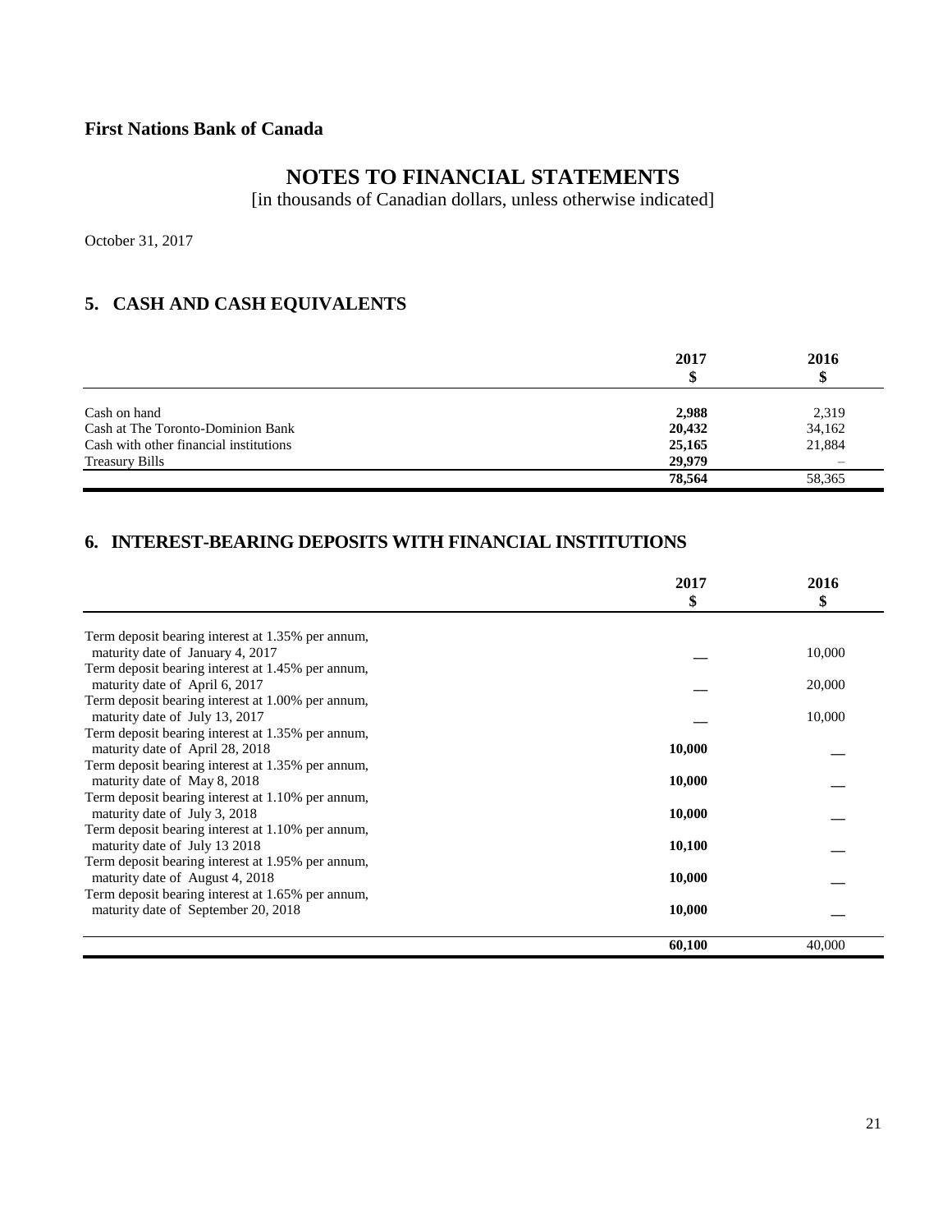**First Nations Bank of Canada**

# NOTES TO FINANCIAL STATEMENTS

[in thousands of Canadian dollars, unless otherwise indicated]

October 31, 2017

## 5. CASH AND CASH EQUIVALENTS

| | 2017<br>$ | 2016<br>$ |
|---|---|---|
| Cash on hand | **2,988** | 2,319 |
| Cash at The Toronto-Dominion Bank | **20,432** | 34,162 |
| Cash with other financial institutions | **25,165** | 21,884 |
| Treasury Bills | **29,979** | – |
| | **78,564** | 58,365 |

## 6. INTEREST-BEARING DEPOSITS WITH FINANCIAL INSTITUTIONS

| | 2017<br>$ | 2016<br>$ |
|---|---|---|
| Term deposit bearing interest at 1.35% per annum, maturity date of January 4, 2017 | **—** | 10,000 |
| Term deposit bearing interest at 1.45% per annum, maturity date of April 6, 2017 | **—** | 20,000 |
| Term deposit bearing interest at 1.00% per annum, maturity date of July 13, 2017 | **—** | 10,000 |
| Term deposit bearing interest at 1.35% per annum, maturity date of April 28, 2018 | **10,000** | — |
| Term deposit bearing interest at 1.35% per annum, maturity date of May 8, 2018 | **10,000** | — |
| Term deposit bearing interest at 1.10% per annum, maturity date of July 3, 2018 | **10,000** | — |
| Term deposit bearing interest at 1.10% per annum, maturity date of July 13 2018 | **10,100** | — |
| Term deposit bearing interest at 1.95% per annum, maturity date of August 4, 2018 | **10,000** | — |
| Term deposit bearing interest at 1.65% per annum, maturity date of September 20, 2018 | **10,000** | — |
| | **60,100** | 40,000 |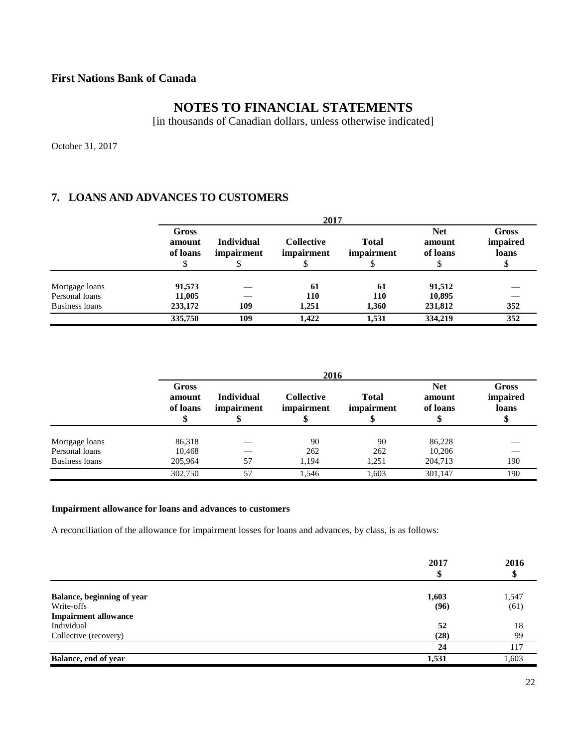**First Nations Bank of Canada**

# NOTES TO FINANCIAL STATEMENTS

[in thousands of Canadian dollars, unless otherwise indicated]

October 31, 2017

## 7. LOANS AND ADVANCES TO CUSTOMERS

| | 2017 | | | | | |
|---|---|---|---|---|---|---|
| | Gross amount of loans $ | Individual impairment $ | Collective impairment $ | Total impairment $ | Net amount of loans $ | Gross impaired loans $ |
| Mortgage loans | **91,573** | **—** | **61** | **61** | **91,512** | **—** |
| Personal loans | **11,005** | **—** | **110** | **110** | **10,895** | **—** |
| Business loans | **233,172** | **109** | **1,251** | **1,360** | **231,812** | **352** |
| | **335,750** | **109** | **1,422** | **1,531** | **334,219** | **352** |

| | 2016 | | | | | |
|---|---|---|---|---|---|---|
| | Gross amount of loans $ | Individual impairment $ | Collective impairment $ | Total impairment $ | Net amount of loans $ | Gross impaired loans $ |
| Mortgage loans | 86,318 | — | 90 | 90 | 86,228 | — |
| Personal loans | 10,468 | — | 262 | 262 | 10,206 | — |
| Business loans | 205,964 | 57 | 1,194 | 1,251 | 204,713 | 190 |
| | 302,750 | 57 | 1,546 | 1,603 | 301,147 | 190 |

### Impairment allowance for loans and advances to customers

A reconciliation of the allowance for impairment losses for loans and advances, by class, is as follows:

| | 2017 $ | 2016 $ |
|---|---|---|
| **Balance, beginning of year** | **1,603** | 1,547 |
| Write-offs | **(96)** | (61) |
| **Impairment allowance** | | |
| Individual | **52** | 18 |
| Collective (recovery) | **(28)** | 99 |
| | **24** | 117 |
| **Balance, end of year** | **1,531** | 1,603 |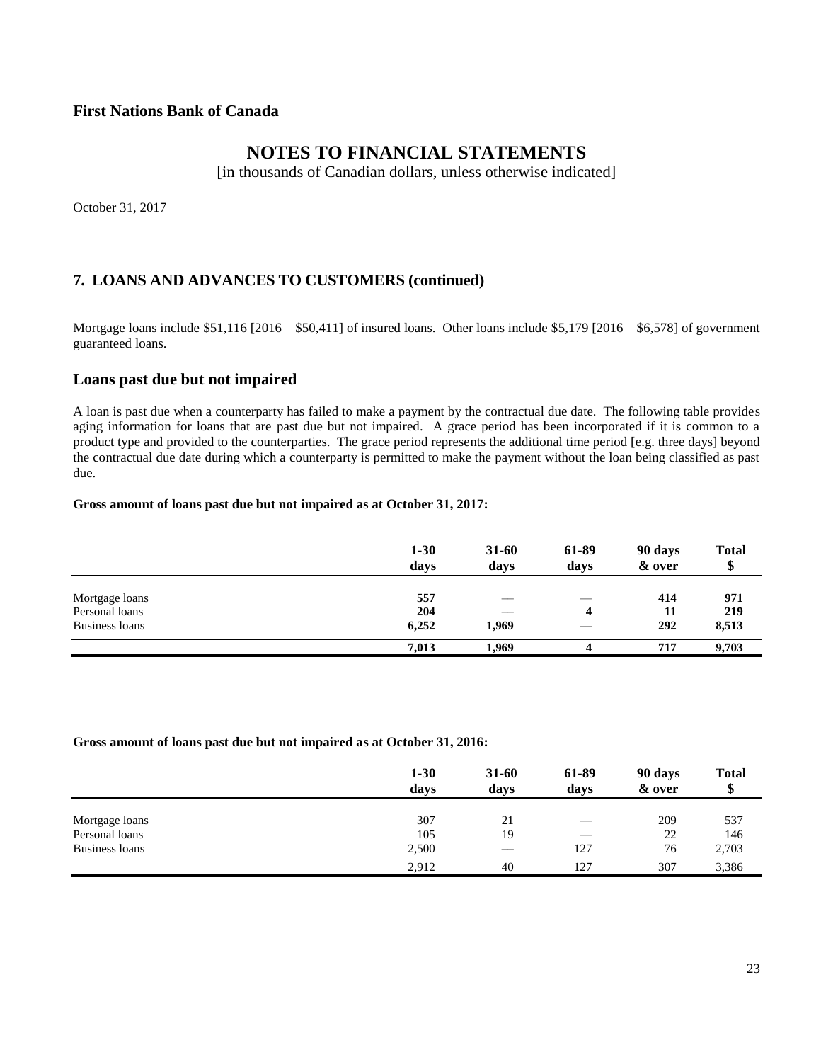**First Nations Bank of Canada**

# NOTES TO FINANCIAL STATEMENTS

[in thousands of Canadian dollars, unless otherwise indicated]

October 31, 2017

## 7. LOANS AND ADVANCES TO CUSTOMERS (continued)

Mortgage loans include $51,116 [2016 – $50,411] of insured loans. Other loans include $5,179 [2016 – $6,578] of government guaranteed loans.

### Loans past due but not impaired

A loan is past due when a counterparty has failed to make a payment by the contractual due date. The following table provides aging information for loans that are past due but not impaired. A grace period has been incorporated if it is common to a product type and provided to the counterparties. The grace period represents the additional time period [e.g. three days] beyond the contractual due date during which a counterparty is permitted to make the payment without the loan being classified as past due.

**Gross amount of loans past due but not impaired as at October 31, 2017:**

| | **1-30 days** | **31-60 days** | **61-89 days** | **90 days & over** | **Total $** |
|---|---|---|---|---|---|
| Mortgage loans | **557** | — | — | **414** | **971** |
| Personal loans | **204** | — | **4** | **11** | **219** |
| Business loans | **6,252** | **1,969** | — | **292** | **8,513** |
| | **7,013** | **1,969** | **4** | **717** | **9,703** |

**Gross amount of loans past due but not impaired as at October 31, 2016:**

| | **1-30 days** | **31-60 days** | **61-89 days** | **90 days & over** | **Total $** |
|---|---|---|---|---|---|
| Mortgage loans | 307 | 21 | — | 209 | 537 |
| Personal loans | 105 | 19 | — | 22 | 146 |
| Business loans | 2,500 | — | 127 | 76 | 2,703 |
| | 2,912 | 40 | 127 | 307 | 3,386 |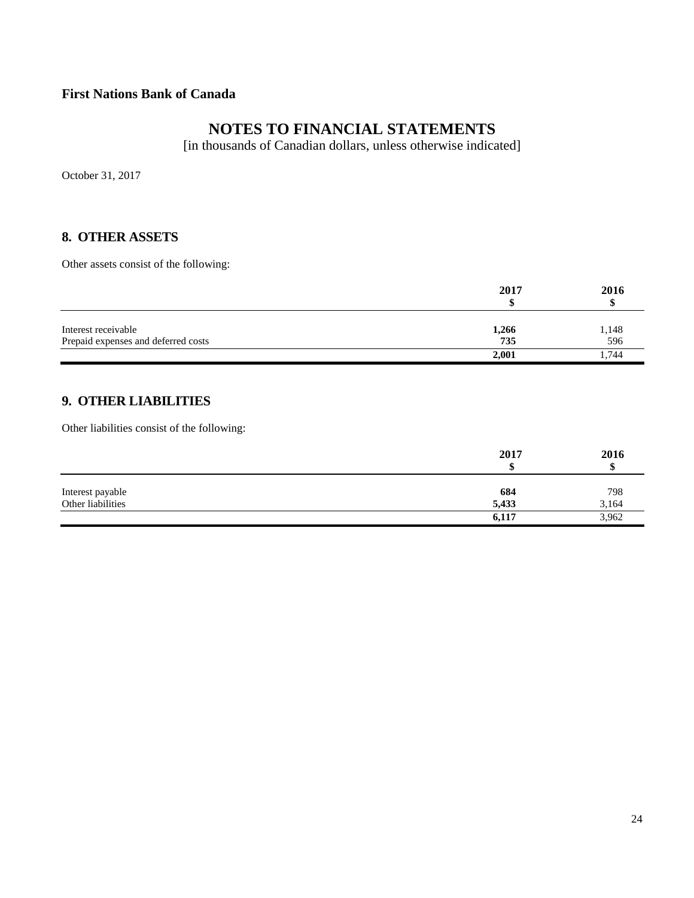**First Nations Bank of Canada**

# NOTES TO FINANCIAL STATEMENTS

[in thousands of Canadian dollars, unless otherwise indicated]

October 31, 2017

## 8. OTHER ASSETS

Other assets consist of the following:

| | 2017<br>$ | 2016<br>$ |
|---|---|---|
| Interest receivable | **1,266** | 1,148 |
| Prepaid expenses and deferred costs | **735** | 596 |
| | **2,001** | 1,744 |

## 9. OTHER LIABILITIES

Other liabilities consist of the following:

| | 2017<br>$ | 2016<br>$ |
|---|---|---|
| Interest payable | **684** | 798 |
| Other liabilities | **5,433** | 3,164 |
| | **6,117** | 3,962 |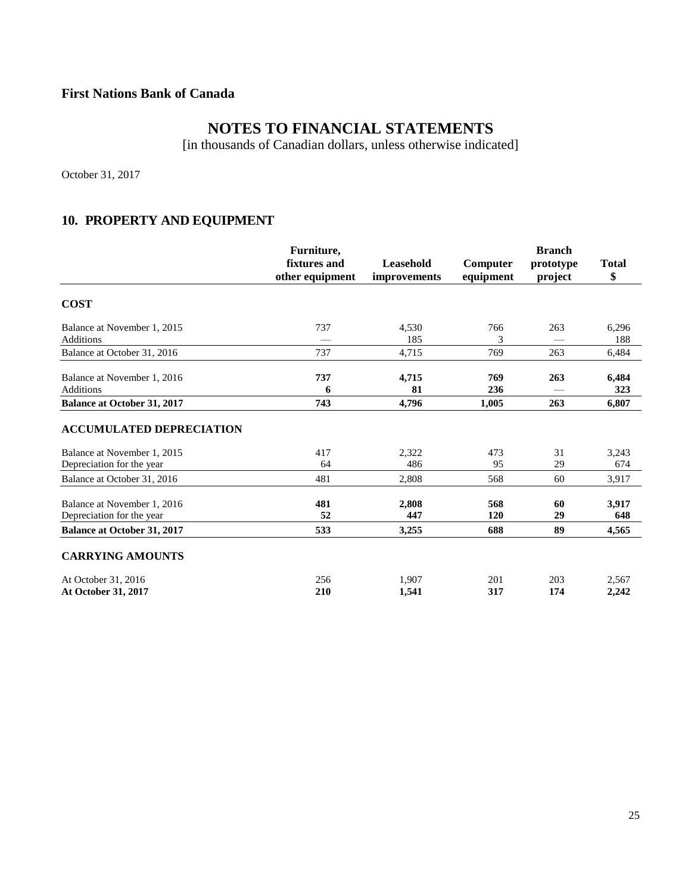**First Nations Bank of Canada**

# NOTES TO FINANCIAL STATEMENTS

[in thousands of Canadian dollars, unless otherwise indicated]

October 31, 2017

## 10. PROPERTY AND EQUIPMENT

| | Furniture, fixtures and other equipment | Leasehold improvements | Computer equipment | Branch prototype project | Total $ |
|---|---|---|---|---|---|
| **COST** | | | | | |
| Balance at November 1, 2015 | 737 | 4,530 | 766 | 263 | 6,296 |
| Additions | — | 185 | 3 | — | 188 |
| Balance at October 31, 2016 | 737 | 4,715 | 769 | 263 | 6,484 |
| Balance at November 1, 2016 | **737** | **4,715** | **769** | **263** | **6,484** |
| Additions | **6** | **81** | **236** | — | **323** |
| **Balance at October 31, 2017** | **743** | **4,796** | **1,005** | **263** | **6,807** |
| **ACCUMULATED DEPRECIATION** | | | | | |
| Balance at November 1, 2015 | 417 | 2,322 | 473 | 31 | 3,243 |
| Depreciation for the year | 64 | 486 | 95 | 29 | 674 |
| Balance at October 31, 2016 | 481 | 2,808 | 568 | 60 | 3,917 |
| Balance at November 1, 2016 | **481** | **2,808** | **568** | **60** | **3,917** |
| Depreciation for the year | **52** | **447** | **120** | **29** | **648** |
| **Balance at October 31, 2017** | **533** | **3,255** | **688** | **89** | **4,565** |
| **CARRYING AMOUNTS** | | | | | |
| At October 31, 2016 | 256 | 1,907 | 201 | 203 | 2,567 |
| **At October 31, 2017** | **210** | **1,541** | **317** | **174** | **2,242** |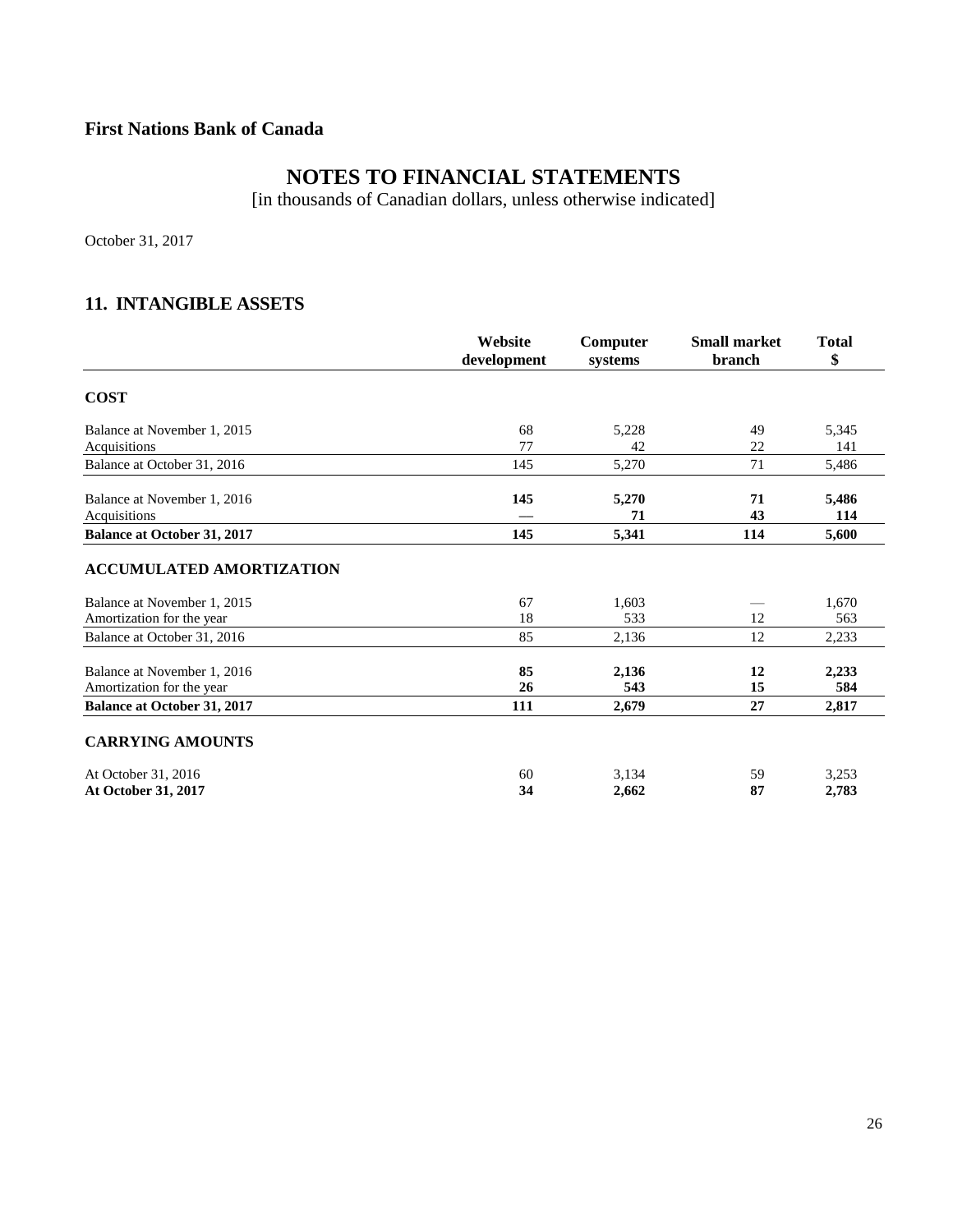**First Nations Bank of Canada**

# NOTES TO FINANCIAL STATEMENTS

[in thousands of Canadian dollars, unless otherwise indicated]

October 31, 2017

## 11. INTANGIBLE ASSETS

| | Website development | Computer systems | Small market branch | Total $ |
|---|---|---|---|---|
| **COST** | | | | |
| Balance at November 1, 2015 | 68 | 5,228 | 49 | 5,345 |
| Acquisitions | 77 | 42 | 22 | 141 |
| Balance at October 31, 2016 | 145 | 5,270 | 71 | 5,486 |
| Balance at November 1, 2016 | **145** | **5,270** | **71** | **5,486** |
| Acquisitions | **—** | **71** | **43** | **114** |
| **Balance at October 31, 2017** | **145** | **5,341** | **114** | **5,600** |
| **ACCUMULATED AMORTIZATION** | | | | |
| Balance at November 1, 2015 | 67 | 1,603 | — | 1,670 |
| Amortization for the year | 18 | 533 | 12 | 563 |
| Balance at October 31, 2016 | 85 | 2,136 | 12 | 2,233 |
| Balance at November 1, 2016 | **85** | **2,136** | **12** | **2,233** |
| Amortization for the year | **26** | **543** | **15** | **584** |
| **Balance at October 31, 2017** | **111** | **2,679** | **27** | **2,817** |
| **CARRYING AMOUNTS** | | | | |
| At October 31, 2016 | 60 | 3,134 | 59 | 3,253 |
| **At October 31, 2017** | **34** | **2,662** | **87** | **2,783** |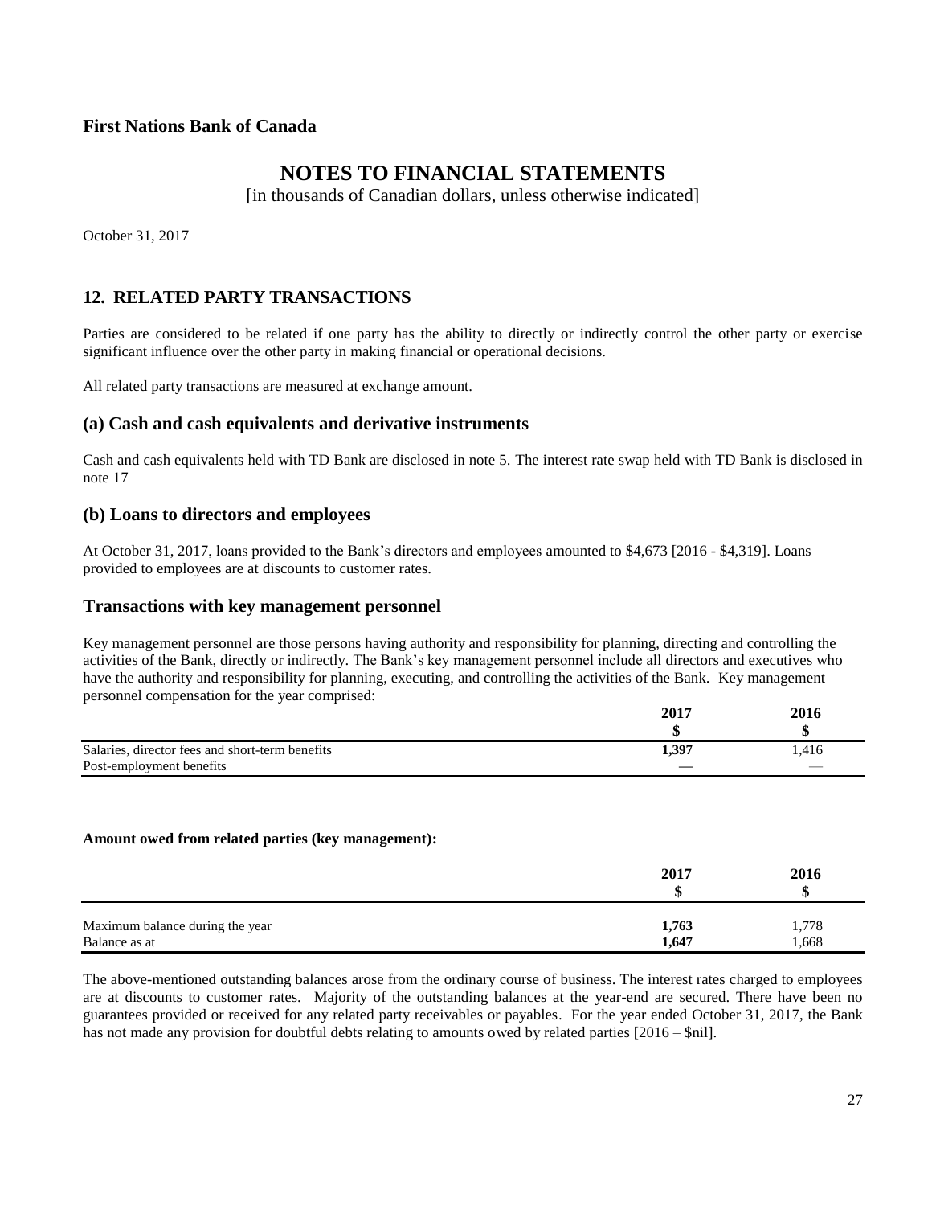**First Nations Bank of Canada**

# NOTES TO FINANCIAL STATEMENTS

[in thousands of Canadian dollars, unless otherwise indicated]

October 31, 2017

## 12. RELATED PARTY TRANSACTIONS

Parties are considered to be related if one party has the ability to directly or indirectly control the other party or exercise significant influence over the other party in making financial or operational decisions.

All related party transactions are measured at exchange amount.

### (a) Cash and cash equivalents and derivative instruments

Cash and cash equivalents held with TD Bank are disclosed in note 5. The interest rate swap held with TD Bank is disclosed in note 17

### (b) Loans to directors and employees

At October 31, 2017, loans provided to the Bank's directors and employees amounted to $4,673 [2016 - $4,319]. Loans provided to employees are at discounts to customer rates.

### Transactions with key management personnel

Key management personnel are those persons having authority and responsibility for planning, directing and controlling the activities of the Bank, directly or indirectly. The Bank's key management personnel include all directors and executives who have the authority and responsibility for planning, executing, and controlling the activities of the Bank. Key management personnel compensation for the year comprised:

| | 2017<br>$ | 2016<br>$ |
|---|---|---|
| Salaries, director fees and short-term benefits | **1,397** | 1,416 |
| Post-employment benefits | **—** | — |

**Amount owed from related parties (key management):**

| | 2017<br>$ | 2016<br>$ |
|---|---|---|
| Maximum balance during the year | **1,763** | 1,778 |
| Balance as at | **1,647** | 1,668 |

The above-mentioned outstanding balances arose from the ordinary course of business. The interest rates charged to employees are at discounts to customer rates. Majority of the outstanding balances at the year-end are secured. There have been no guarantees provided or received for any related party receivables or payables. For the year ended October 31, 2017, the Bank has not made any provision for doubtful debts relating to amounts owed by related parties [2016 – $nil].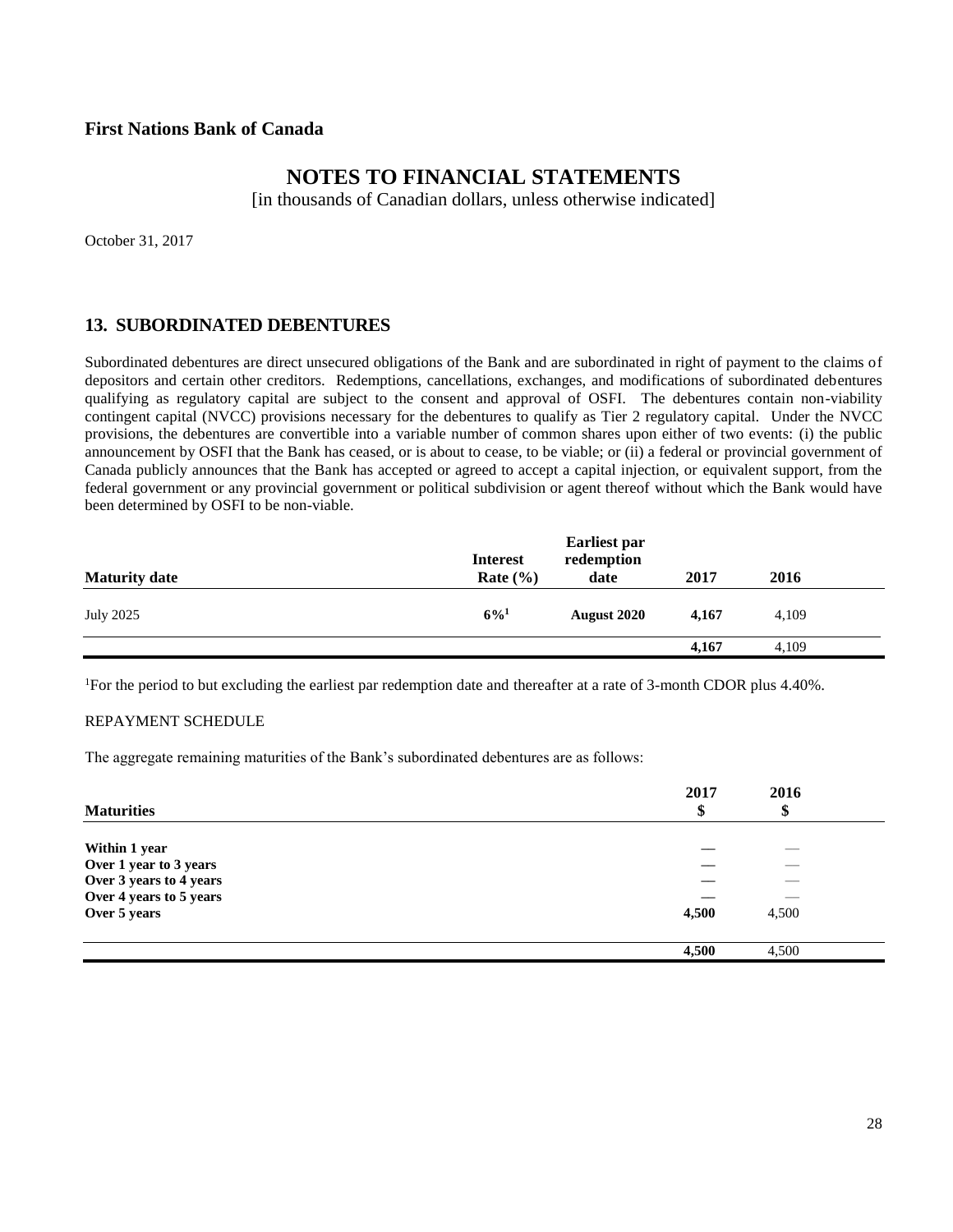## First Nations Bank of Canada

# NOTES TO FINANCIAL STATEMENTS

[in thousands of Canadian dollars, unless otherwise indicated]

October 31, 2017

## 13. SUBORDINATED DEBENTURES

Subordinated debentures are direct unsecured obligations of the Bank and are subordinated in right of payment to the claims of depositors and certain other creditors. Redemptions, cancellations, exchanges, and modifications of subordinated debentures qualifying as regulatory capital are subject to the consent and approval of OSFI. The debentures contain non-viability contingent capital (NVCC) provisions necessary for the debentures to qualify as Tier 2 regulatory capital. Under the NVCC provisions, the debentures are convertible into a variable number of common shares upon either of two events: (i) the public announcement by OSFI that the Bank has ceased, or is about to cease, to be viable; or (ii) a federal or provincial government of Canada publicly announces that the Bank has accepted or agreed to accept a capital injection, or equivalent support, from the federal government or any provincial government or political subdivision or agent thereof without which the Bank would have been determined by OSFI to be non-viable.

| Maturity date | Interest Rate (%) | Earliest par redemption date | 2017 | 2016 |
|---|---|---|---|---|
| July 2025 | **6%[1]** | **August 2020** | **4,167** | 4,109 |
| | | | **4,167** | 4,109 |

[1]For the period to but excluding the earliest par redemption date and thereafter at a rate of 3-month CDOR plus 4.40%.

REPAYMENT SCHEDULE

The aggregate remaining maturities of the Bank's subordinated debentures are as follows:

| Maturities | 2017 $ | 2016 $ |
|---|---|---|
| **Within 1 year** | **—** | — |
| **Over 1 year to 3 years** | **—** | — |
| **Over 3 years to 4 years** | **—** | — |
| **Over 4 years to 5 years** | **—** | — |
| **Over 5 years** | **4,500** | 4,500 |
| | **4,500** | 4,500 |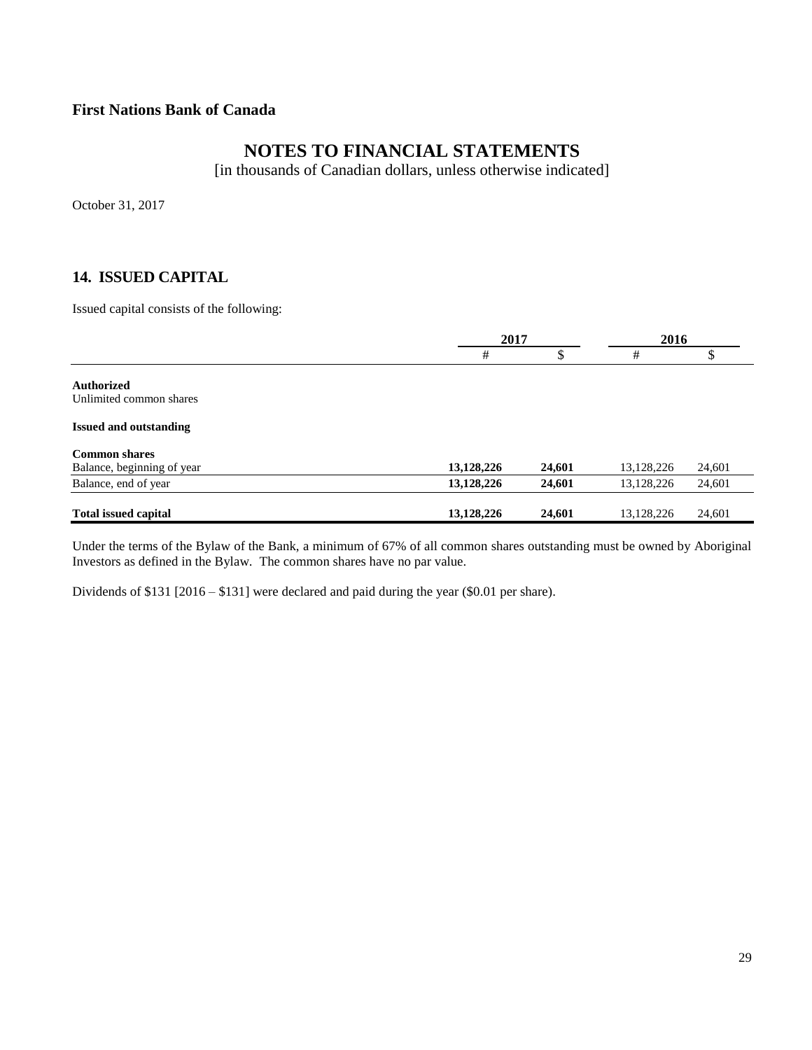**First Nations Bank of Canada**

# NOTES TO FINANCIAL STATEMENTS

[in thousands of Canadian dollars, unless otherwise indicated]

October 31, 2017

## 14. ISSUED CAPITAL

Issued capital consists of the following:

| | 2017 | | 2016 | |
|---|---|---|---|---|
| | # | $ | # | $ |
| **Authorized** | | | | |
| Unlimited common shares | | | | |
| **Issued and outstanding** | | | | |
| **Common shares** | | | | |
| Balance, beginning of year | **13,128,226** | **24,601** | 13,128,226 | 24,601 |
| Balance, end of year | **13,128,226** | **24,601** | 13,128,226 | 24,601 |
| **Total issued capital** | **13,128,226** | **24,601** | 13,128,226 | 24,601 |

Under the terms of the Bylaw of the Bank, a minimum of 67% of all common shares outstanding must be owned by Aboriginal Investors as defined in the Bylaw. The common shares have no par value.

Dividends of $131 [2016 – $131] were declared and paid during the year ($0.01 per share).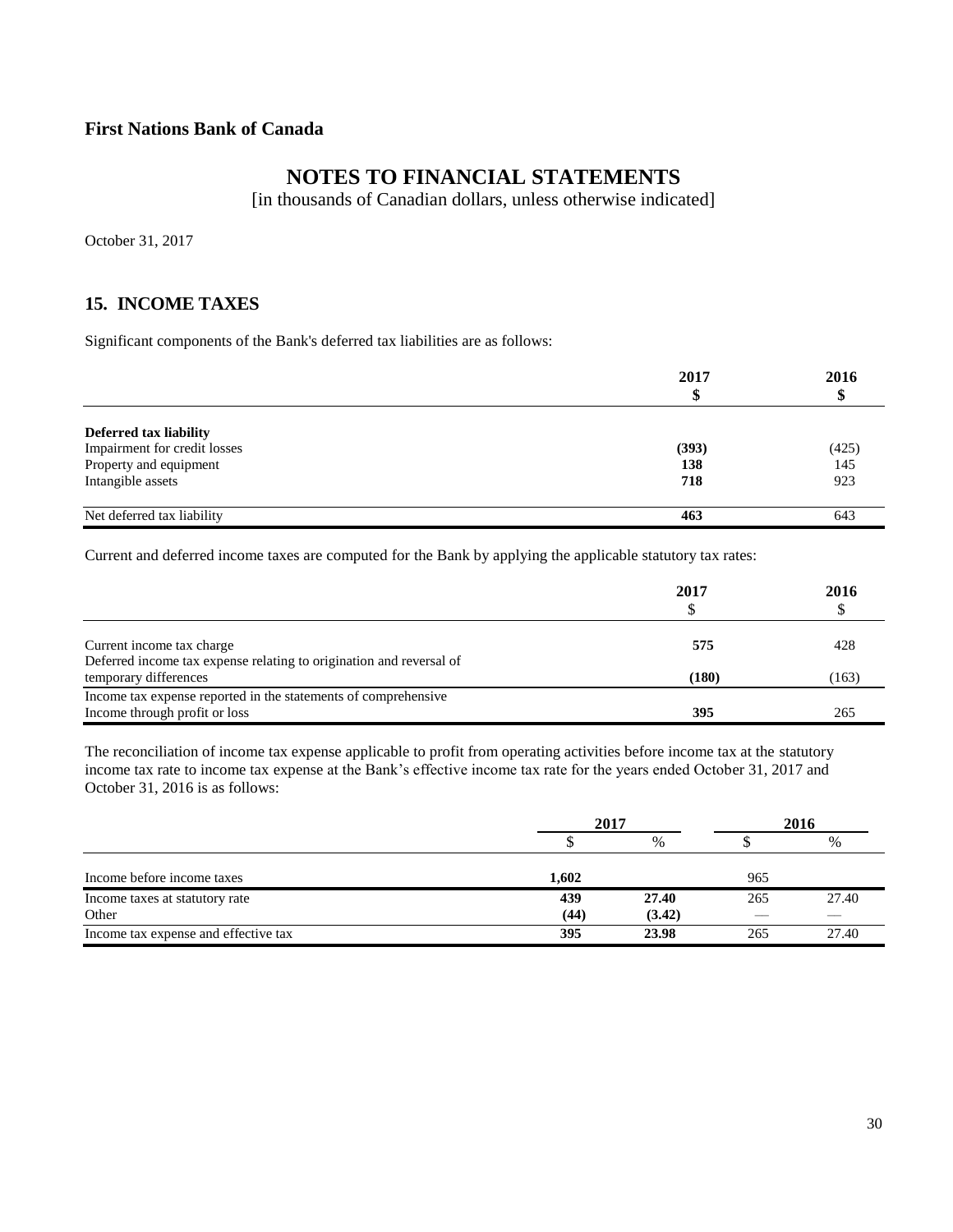**First Nations Bank of Canada**

# NOTES TO FINANCIAL STATEMENTS

[in thousands of Canadian dollars, unless otherwise indicated]

October 31, 2017

## 15. INCOME TAXES

Significant components of the Bank's deferred tax liabilities are as follows:

| | 2017<br>$ | 2016<br>$ |
|---|---|---|
| **Deferred tax liability** | | |
| Impairment for credit losses | **(393)** | (425) |
| Property and equipment | **138** | 145 |
| Intangible assets | **718** | 923 |
| Net deferred tax liability | **463** | 643 |

Current and deferred income taxes are computed for the Bank by applying the applicable statutory tax rates:

| | 2017<br>$ | 2016<br>$ |
|---|---|---|
| Current income tax charge | **575** | 428 |
| Deferred income tax expense relating to origination and reversal of temporary differences | **(180)** | (163) |
| Income tax expense reported in the statements of comprehensive Income through profit or loss | **395** | 265 |

The reconciliation of income tax expense applicable to profit from operating activities before income tax at the statutory income tax rate to income tax expense at the Bank's effective income tax rate for the years ended October 31, 2017 and October 31, 2016 is as follows:

| | 2017 | | 2016 | |
|---|---|---|---|---|
| | $ | % | $ | % |
| Income before income taxes | **1,602** | | 965 | |
| Income taxes at statutory rate | **439** | **27.40** | 265 | 27.40 |
| Other | **(44)** | **(3.42)** | — | — |
| Income tax expense and effective tax | **395** | **23.98** | 265 | 27.40 |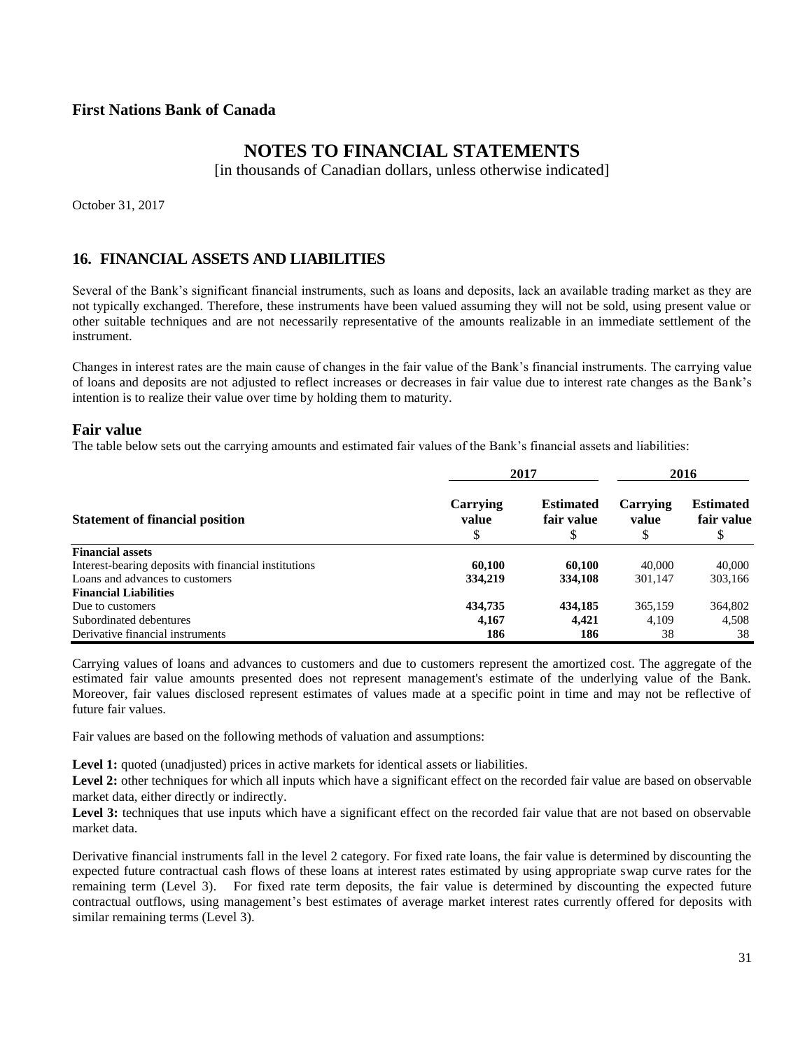**First Nations Bank of Canada**

# NOTES TO FINANCIAL STATEMENTS

[in thousands of Canadian dollars, unless otherwise indicated]

October 31, 2017

## 16. FINANCIAL ASSETS AND LIABILITIES

Several of the Bank's significant financial instruments, such as loans and deposits, lack an available trading market as they are not typically exchanged. Therefore, these instruments have been valued assuming they will not be sold, using present value or other suitable techniques and are not necessarily representative of the amounts realizable in an immediate settlement of the instrument.

Changes in interest rates are the main cause of changes in the fair value of the Bank's financial instruments. The carrying value of loans and deposits are not adjusted to reflect increases or decreases in fair value due to interest rate changes as the Bank's intention is to realize their value over time by holding them to maturity.

### Fair value

The table below sets out the carrying amounts and estimated fair values of the Bank's financial assets and liabilities:

| | 2017 | | 2016 | |
|---|---|---|---|---|
| **Statement of financial position** | **Carrying value** $ | **Estimated fair value** $ | **Carrying value** $ | **Estimated fair value** $ |
| **Financial assets** | | | | |
| Interest-bearing deposits with financial institutions | **60,100** | **60,100** | 40,000 | 40,000 |
| Loans and advances to customers | **334,219** | **334,108** | 301,147 | 303,166 |
| **Financial Liabilities** | | | | |
| Due to customers | **434,735** | **434,185** | 365,159 | 364,802 |
| Subordinated debentures | **4,167** | **4,421** | 4,109 | 4,508 |
| Derivative financial instruments | **186** | **186** | 38 | 38 |

Carrying values of loans and advances to customers and due to customers represent the amortized cost. The aggregate of the estimated fair value amounts presented does not represent management's estimate of the underlying value of the Bank. Moreover, fair values disclosed represent estimates of values made at a specific point in time and may not be reflective of future fair values.

Fair values are based on the following methods of valuation and assumptions:

**Level 1:** quoted (unadjusted) prices in active markets for identical assets or liabilities.

**Level 2:** other techniques for which all inputs which have a significant effect on the recorded fair value are based on observable market data, either directly or indirectly.

**Level 3:** techniques that use inputs which have a significant effect on the recorded fair value that are not based on observable market data.

Derivative financial instruments fall in the level 2 category. For fixed rate loans, the fair value is determined by discounting the expected future contractual cash flows of these loans at interest rates estimated by using appropriate swap curve rates for the remaining term (Level 3). For fixed rate term deposits, the fair value is determined by discounting the expected future contractual outflows, using management's best estimates of average market interest rates currently offered for deposits with similar remaining terms (Level 3).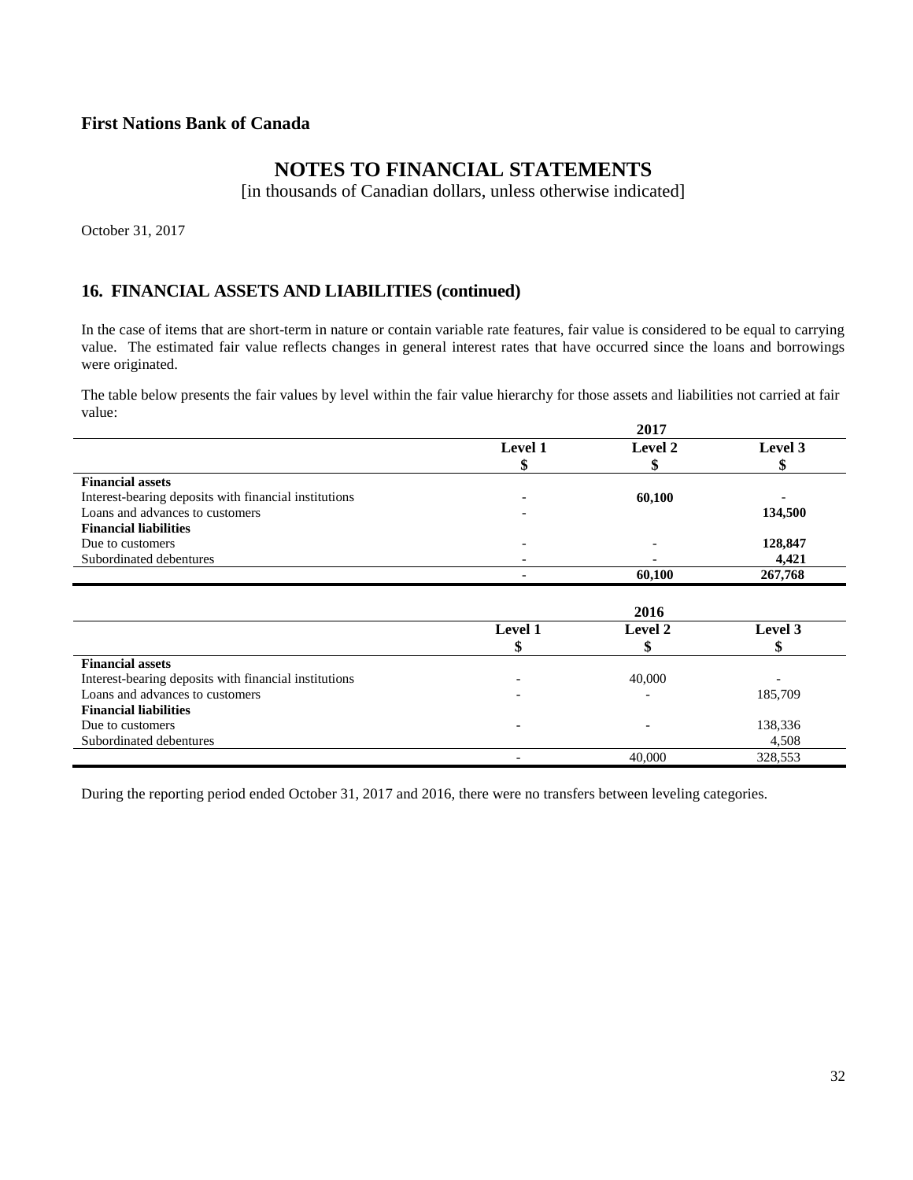**First Nations Bank of Canada**

# NOTES TO FINANCIAL STATEMENTS

[in thousands of Canadian dollars, unless otherwise indicated]

October 31, 2017

## 16. FINANCIAL ASSETS AND LIABILITIES (continued)

In the case of items that are short-term in nature or contain variable rate features, fair value is considered to be equal to carrying value. The estimated fair value reflects changes in general interest rates that have occurred since the loans and borrowings were originated.

The table below presents the fair values by level within the fair value hierarchy for those assets and liabilities not carried at fair value:

| | 2017 | | |
|---|---|---|---|
| | **Level 1**<br>**$** | **Level 2**<br>**$** | **Level 3**<br>**$** |
| **Financial assets** | | | |
| Interest-bearing deposits with financial institutions | - | **60,100** | - |
| Loans and advances to customers | - | | **134,500** |
| **Financial liabilities** | | | |
| Due to customers | - | - | **128,847** |
| Subordinated debentures | - | - | **4,421** |
| | - | **60,100** | **267,768** |

| | 2016 | | |
|---|---|---|---|
| | **Level 1**<br>**$** | **Level 2**<br>**$** | **Level 3**<br>**$** |
| **Financial assets** | | | |
| Interest-bearing deposits with financial institutions | - | 40,000 | - |
| Loans and advances to customers | - | - | 185,709 |
| **Financial liabilities** | | | |
| Due to customers | - | - | 138,336 |
| Subordinated debentures | | | 4,508 |
| | - | 40,000 | 328,553 |

During the reporting period ended October 31, 2017 and 2016, there were no transfers between leveling categories.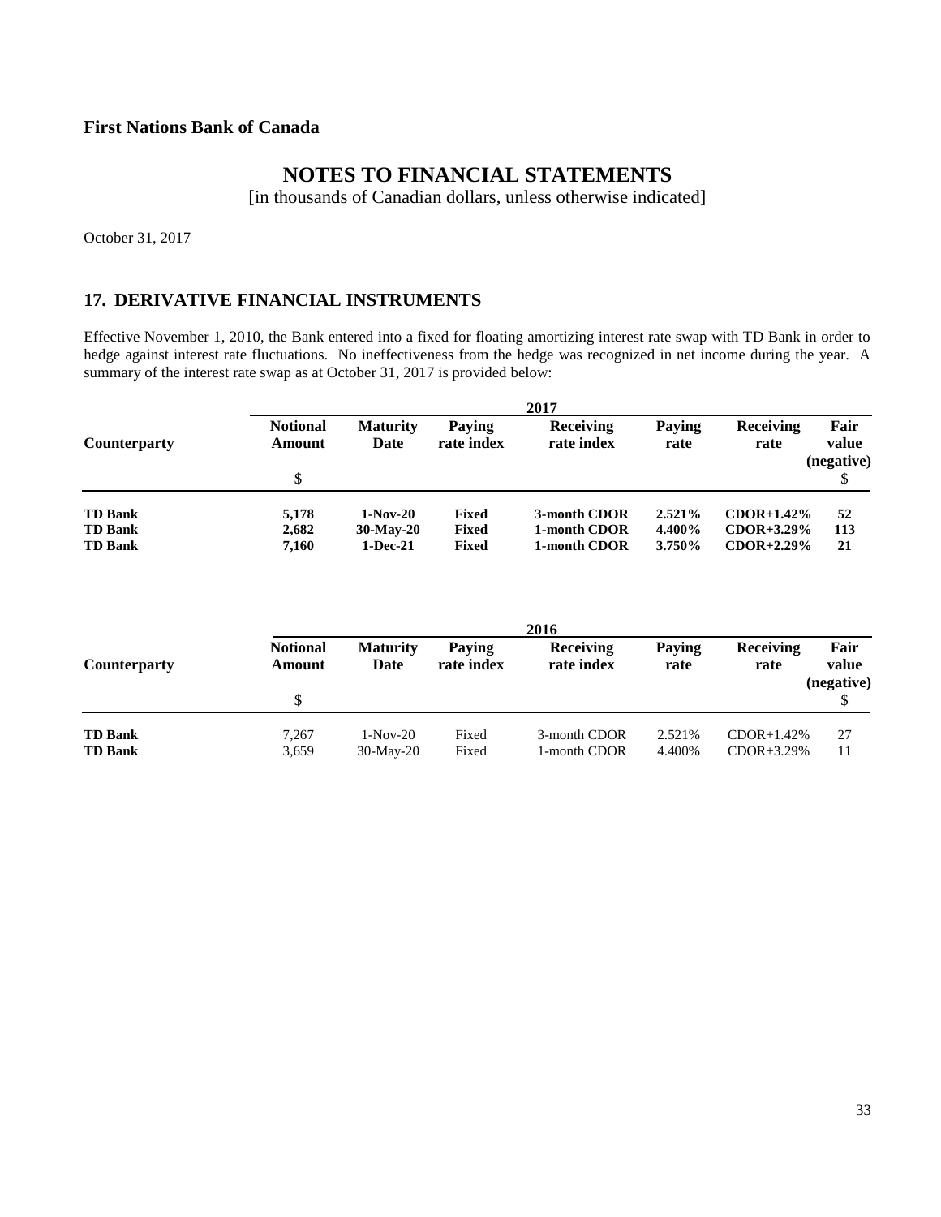**First Nations Bank of Canada**

# NOTES TO FINANCIAL STATEMENTS

[in thousands of Canadian dollars, unless otherwise indicated]

October 31, 2017

## 17. DERIVATIVE FINANCIAL INSTRUMENTS

Effective November 1, 2010, the Bank entered into a fixed for floating amortizing interest rate swap with TD Bank in order to hedge against interest rate fluctuations. No ineffectiveness from the hedge was recognized in net income during the year. A summary of the interest rate swap as at October 31, 2017 is provided below:

| | 2017 | | | | | | |
|---|---|---|---|---|---|---|---|
| **Counterparty** | **Notional Amount** | **Maturity Date** | **Paying rate index** | **Receiving rate index** | **Paying rate** | **Receiving rate** | **Fair value (negative)** |
| | $ | | | | | | $ |
| **TD Bank** | **5,178** | **1-Nov-20** | **Fixed** | **3-month CDOR** | **2.521%** | **CDOR+1.42%** | **52** |
| **TD Bank** | **2,682** | **30-May-20** | **Fixed** | **1-month CDOR** | **4.400%** | **CDOR+3.29%** | **113** |
| **TD Bank** | **7,160** | **1-Dec-21** | **Fixed** | **1-month CDOR** | **3.750%** | **CDOR+2.29%** | **21** |

| | 2016 | | | | | | |
|---|---|---|---|---|---|---|---|
| **Counterparty** | **Notional Amount** | **Maturity Date** | **Paying rate index** | **Receiving rate index** | **Paying rate** | **Receiving rate** | **Fair value (negative)** |
| | $ | | | | | | $ |
| **TD Bank** | 7,267 | 1-Nov-20 | Fixed | 3-month CDOR | 2.521% | CDOR+1.42% | 27 |
| **TD Bank** | 3,659 | 30-May-20 | Fixed | 1-month CDOR | 4.400% | CDOR+3.29% | 11 |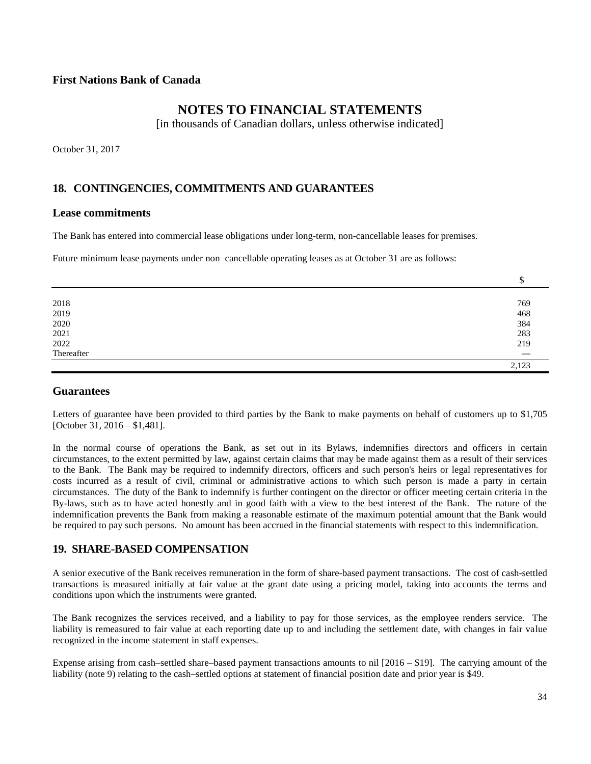**First Nations Bank of Canada**

# NOTES TO FINANCIAL STATEMENTS

[in thousands of Canadian dollars, unless otherwise indicated]

October 31, 2017

## 18. CONTINGENCIES, COMMITMENTS AND GUARANTEES

### Lease commitments

The Bank has entered into commercial lease obligations under long-term, non-cancellable leases for premises.

Future minimum lease payments under non–cancellable operating leases as at October 31 are as follows:

| | $ |
|---|---|
| 2018 | 769 |
| 2019 | 468 |
| 2020 | 384 |
| 2021 | 283 |
| 2022 | 219 |
| Thereafter | — |
| | 2,123 |

### Guarantees

Letters of guarantee have been provided to third parties by the Bank to make payments on behalf of customers up to $1,705 [October 31, 2016 – $1,481].

In the normal course of operations the Bank, as set out in its Bylaws, indemnifies directors and officers in certain circumstances, to the extent permitted by law, against certain claims that may be made against them as a result of their services to the Bank. The Bank may be required to indemnify directors, officers and such person's heirs or legal representatives for costs incurred as a result of civil, criminal or administrative actions to which such person is made a party in certain circumstances. The duty of the Bank to indemnify is further contingent on the director or officer meeting certain criteria in the By-laws, such as to have acted honestly and in good faith with a view to the best interest of the Bank. The nature of the indemnification prevents the Bank from making a reasonable estimate of the maximum potential amount that the Bank would be required to pay such persons. No amount has been accrued in the financial statements with respect to this indemnification.

## 19. SHARE-BASED COMPENSATION

A senior executive of the Bank receives remuneration in the form of share-based payment transactions. The cost of cash-settled transactions is measured initially at fair value at the grant date using a pricing model, taking into accounts the terms and conditions upon which the instruments were granted.

The Bank recognizes the services received, and a liability to pay for those services, as the employee renders service. The liability is remeasured to fair value at each reporting date up to and including the settlement date, with changes in fair value recognized in the income statement in staff expenses.

Expense arising from cash–settled share–based payment transactions amounts to nil [2016 – $19]. The carrying amount of the liability (note 9) relating to the cash–settled options at statement of financial position date and prior year is $49.